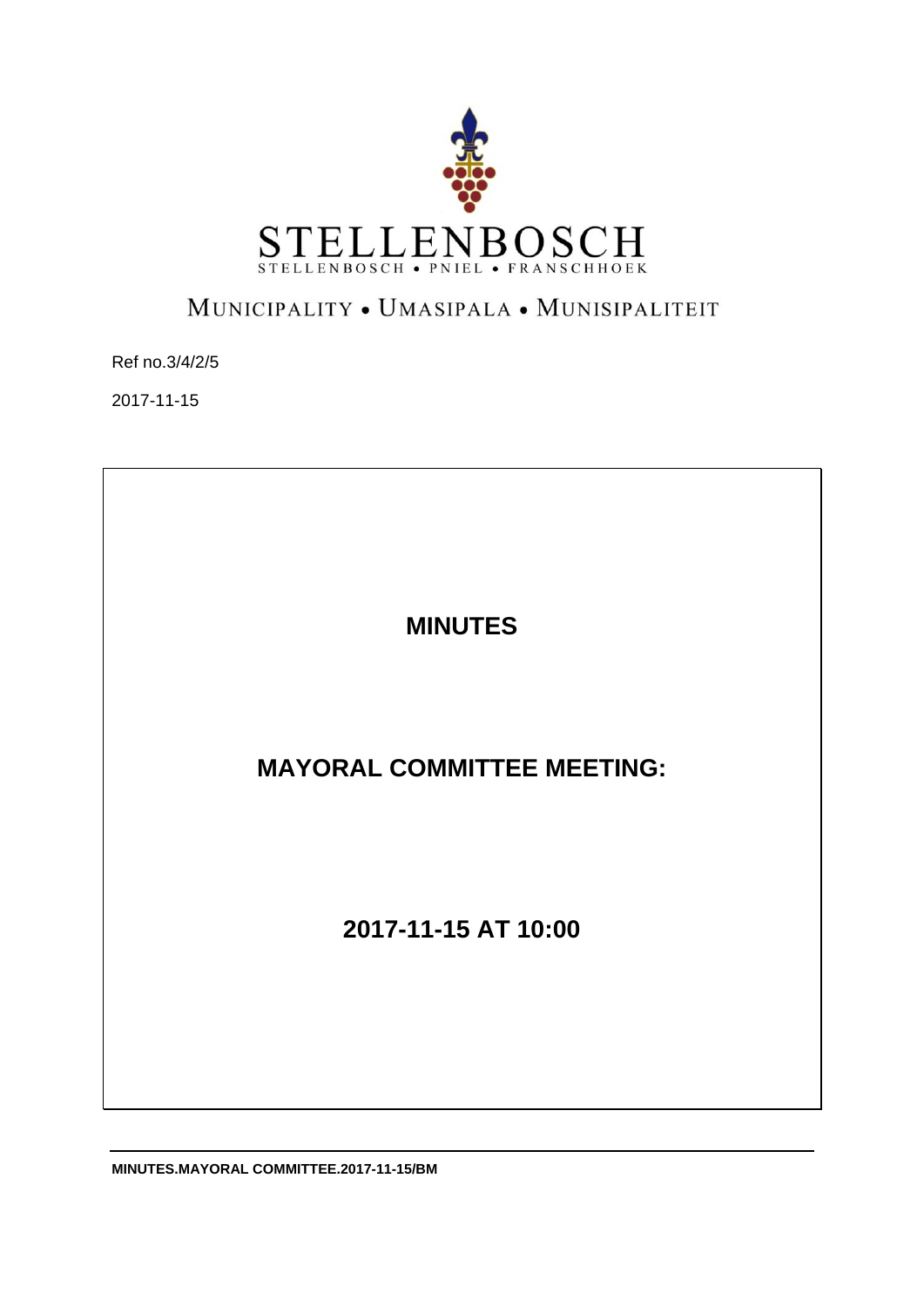STELLENBOSCH

STELLENBOSCH • PNIEL • FRANSCHHOEK

MUNICIPALITY • UMASIPALA • MUNISIPALITEIT

Ref no.3/4/2/5

2017-11-15

# MINUTES

# MAYORAL COMMITTEE MEETING:

# 2017-11-15 AT 10:00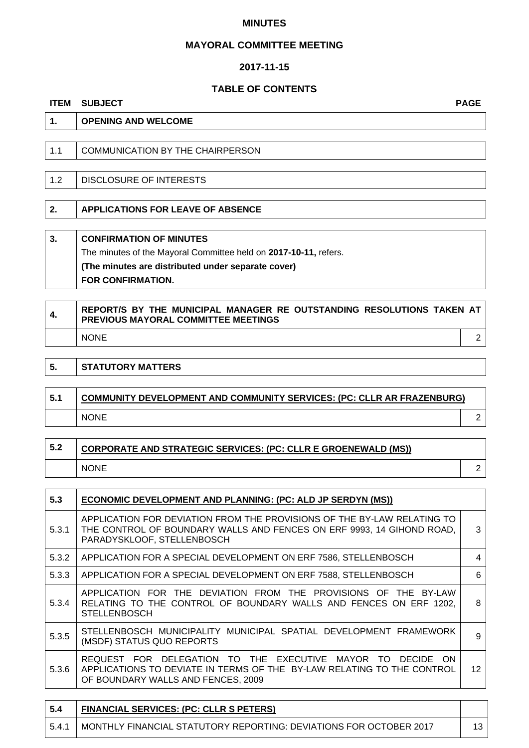**MINUTES**

**MAYORAL COMMITTEE MEETING**

**2017-11-15**

**TABLE OF CONTENTS**

| ITEM | SUBJECT | PAGE |
|---|---|---|
| **1.** | **OPENING AND WELCOME** | |
| 1.1 | COMMUNICATION BY THE CHAIRPERSON | |
| 1.2 | DISCLOSURE OF INTERESTS | |
| **2.** | **APPLICATIONS FOR LEAVE OF ABSENCE** | |
| **3.** | **CONFIRMATION OF MINUTES**<br>The minutes of the Mayoral Committee held on **2017-10-11,** refers.<br>**(The minutes are distributed under separate cover)**<br>**FOR CONFIRMATION.** | |
| **4.** | **REPORT/S BY THE MUNICIPAL MANAGER RE OUTSTANDING RESOLUTIONS TAKEN AT PREVIOUS MAYORAL COMMITTEE MEETINGS** | |
| | NONE | 2 |
| **5.** | **STATUTORY MATTERS** | |
| **5.1** | **COMMUNITY DEVELOPMENT AND COMMUNITY SERVICES: (PC: CLLR AR FRAZENBURG)** | |
| | NONE | 2 |
| **5.2** | **CORPORATE AND STRATEGIC SERVICES: (PC: CLLR E GROENEWALD (MS))** | |
| | NONE | 2 |
| **5.3** | **ECONOMIC DEVELOPMENT AND PLANNING: (PC: ALD JP SERDYN (MS))** | |
| 5.3.1 | APPLICATION FOR DEVIATION FROM THE PROVISIONS OF THE BY-LAW RELATING TO THE CONTROL OF BOUNDARY WALLS AND FENCES ON ERF 9993, 14 GIHOND ROAD, PARADYSKLOOF, STELLENBOSCH | 3 |
| 5.3.2 | APPLICATION FOR A SPECIAL DEVELOPMENT ON ERF 7586, STELLENBOSCH | 4 |
| 5.3.3 | APPLICATION FOR A SPECIAL DEVELOPMENT ON ERF 7588, STELLENBOSCH | 6 |
| 5.3.4 | APPLICATION FOR THE DEVIATION FROM THE PROVISIONS OF THE BY-LAW RELATING TO THE CONTROL OF BOUNDARY WALLS AND FENCES ON ERF 1202, STELLENBOSCH | 8 |
| 5.3.5 | STELLENBOSCH MUNICIPALITY MUNICIPAL SPATIAL DEVELOPMENT FRAMEWORK (MSDF) STATUS QUO REPORTS | 9 |
| 5.3.6 | REQUEST FOR DELEGATION TO THE EXECUTIVE MAYOR TO DECIDE ON APPLICATIONS TO DEVIATE IN TERMS OF THE BY-LAW RELATING TO THE CONTROL OF BOUNDARY WALLS AND FENCES, 2009 | 12 |
| **5.4** | **FINANCIAL SERVICES: (PC: CLLR S PETERS)** | |
| 5.4.1 | MONTHLY FINANCIAL STATUTORY REPORTING: DEVIATIONS FOR OCTOBER 2017 | 13 |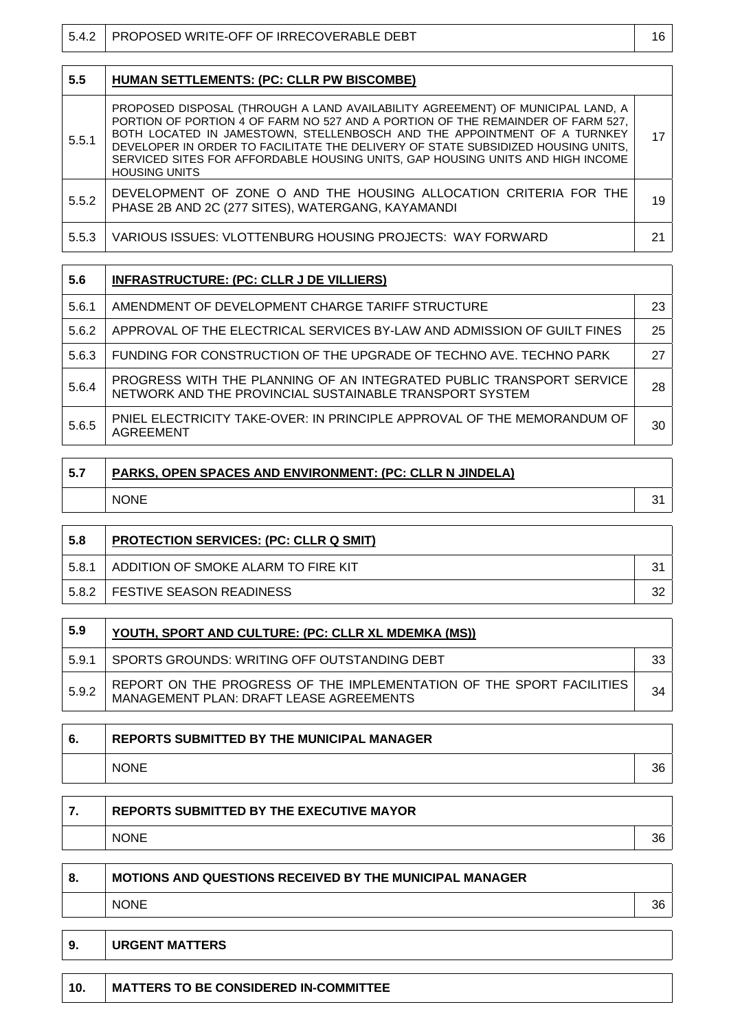| | | |
|---|---|---|
| 5.4.2 | PROPOSED WRITE-OFF OF IRRECOVERABLE DEBT | 16 |

| 5.5 | **HUMAN SETTLEMENTS: (PC: CLLR PW BISCOMBE)** | |
|---|---|---|
| 5.5.1 | PROPOSED DISPOSAL (THROUGH A LAND AVAILABILITY AGREEMENT) OF MUNICIPAL LAND, A PORTION OF PORTION 4 OF FARM NO 527 AND A PORTION OF THE REMAINDER OF FARM 527, BOTH LOCATED IN JAMESTOWN, STELLENBOSCH AND THE APPOINTMENT OF A TURNKEY DEVELOPER IN ORDER TO FACILITATE THE DELIVERY OF STATE SUBSIDIZED HOUSING UNITS, SERVICED SITES FOR AFFORDABLE HOUSING UNITS, GAP HOUSING UNITS AND HIGH INCOME HOUSING UNITS | 17 |
| 5.5.2 | DEVELOPMENT OF ZONE O AND THE HOUSING ALLOCATION CRITERIA FOR THE PHASE 2B AND 2C (277 SITES), WATERGANG, KAYAMANDI | 19 |
| 5.5.3 | VARIOUS ISSUES: VLOTTENBURG HOUSING PROJECTS: WAY FORWARD | 21 |

| 5.6 | **INFRASTRUCTURE: (PC: CLLR J DE VILLIERS)** | |
|---|---|---|
| 5.6.1 | AMENDMENT OF DEVELOPMENT CHARGE TARIFF STRUCTURE | 23 |
| 5.6.2 | APPROVAL OF THE ELECTRICAL SERVICES BY-LAW AND ADMISSION OF GUILT FINES | 25 |
| 5.6.3 | FUNDING FOR CONSTRUCTION OF THE UPGRADE OF TECHNO AVE. TECHNO PARK | 27 |
| 5.6.4 | PROGRESS WITH THE PLANNING OF AN INTEGRATED PUBLIC TRANSPORT SERVICE NETWORK AND THE PROVINCIAL SUSTAINABLE TRANSPORT SYSTEM | 28 |
| 5.6.5 | PNIEL ELECTRICITY TAKE-OVER: IN PRINCIPLE APPROVAL OF THE MEMORANDUM OF AGREEMENT | 30 |

| 5.7 | **PARKS, OPEN SPACES AND ENVIRONMENT: (PC: CLLR N JINDELA)** | |
|---|---|---|
| | NONE | 31 |

| 5.8 | **PROTECTION SERVICES: (PC: CLLR Q SMIT)** | |
|---|---|---|
| 5.8.1 | ADDITION OF SMOKE ALARM TO FIRE KIT | 31 |
| 5.8.2 | FESTIVE SEASON READINESS | 32 |

| 5.9 | **YOUTH, SPORT AND CULTURE: (PC: CLLR XL MDEMKA (MS))** | |
|---|---|---|
| 5.9.1 | SPORTS GROUNDS: WRITING OFF OUTSTANDING DEBT | 33 |
| 5.9.2 | REPORT ON THE PROGRESS OF THE IMPLEMENTATION OF THE SPORT FACILITIES MANAGEMENT PLAN: DRAFT LEASE AGREEMENTS | 34 |

| 6. | **REPORTS SUBMITTED BY THE MUNICIPAL MANAGER** | |
|---|---|---|
| | NONE | 36 |

| 7. | **REPORTS SUBMITTED BY THE EXECUTIVE MAYOR** | |
|---|---|---|
| | NONE | 36 |

| 8. | **MOTIONS AND QUESTIONS RECEIVED BY THE MUNICIPAL MANAGER** | |
|---|---|---|
| | NONE | 36 |

| 9. | **URGENT MATTERS** |
|---|---|

| 10. | **MATTERS TO BE CONSIDERED IN-COMMITTEE** |
|---|---|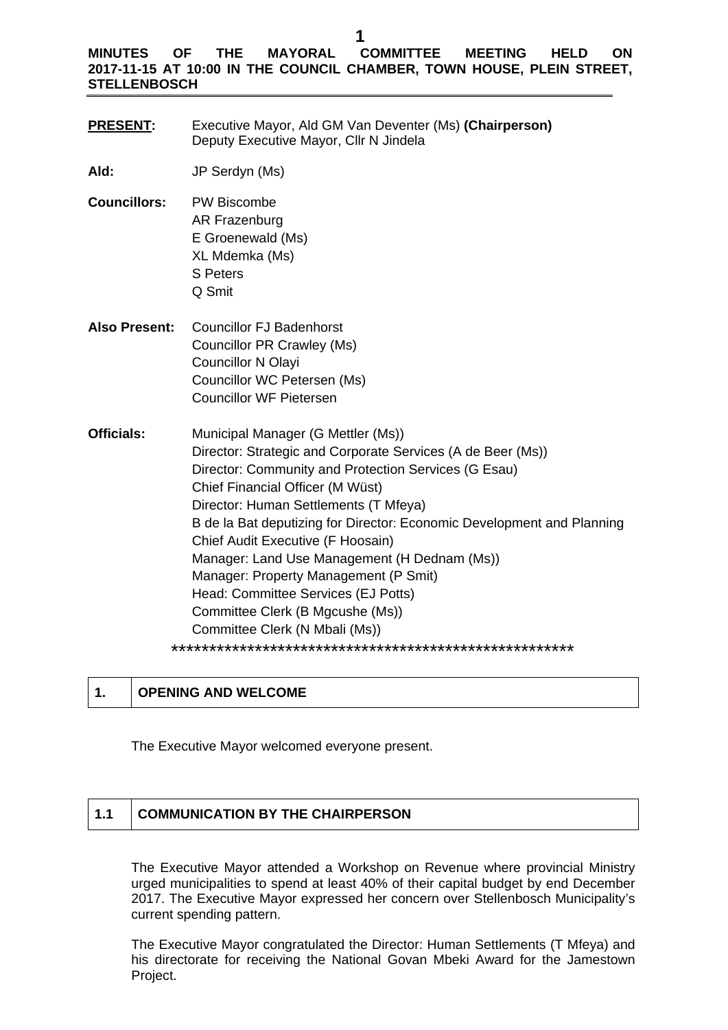**MINUTES OF THE MAYORAL COMMITTEE MEETING HELD ON 2017-11-15 AT 10:00 IN THE COUNCIL CHAMBER, TOWN HOUSE, PLEIN STREET, STELLENBOSCH**

| | |
|---|---|
| **PRESENT:** | Executive Mayor, Ald GM Van Deventer (Ms) **(Chairperson)**<br>Deputy Executive Mayor, Cllr N Jindela |
| **Ald:** | JP Serdyn (Ms) |
| **Councillors:** | PW Biscombe<br>AR Frazenburg<br>E Groenewald (Ms)<br>XL Mdemka (Ms)<br>S Peters<br>Q Smit |
| **Also Present:** | Councillor FJ Badenhorst<br>Councillor PR Crawley (Ms)<br>Councillor N Olayi<br>Councillor WC Petersen (Ms)<br>Councillor WF Pietersen |
| **Officials:** | Municipal Manager (G Mettler (Ms))<br>Director: Strategic and Corporate Services (A de Beer (Ms))<br>Director: Community and Protection Services (G Esau)<br>Chief Financial Officer (M Wüst)<br>Director: Human Settlements (T Mfeya)<br>B de la Bat deputizing for Director: Economic Development and Planning<br>Chief Audit Executive (F Hoosain)<br>Manager: Land Use Management (H Dednam (Ms))<br>Manager: Property Management (P Smit)<br>Head: Committee Services (EJ Potts)<br>Committee Clerk (B Mgcushe (Ms))<br>Committee Clerk (N Mbali (Ms)) |

\*\*\*\*\*\*\*\*\*\*\*\*\*\*\*\*\*\*\*\*\*\*\*\*\*\*\*\*\*\*\*\*\*\*\*\*\*\*\*\*\*\*\*\*\*\*\*\*\*\*\*\*

## 1. OPENING AND WELCOME

The Executive Mayor welcomed everyone present.

## 1.1 COMMUNICATION BY THE CHAIRPERSON

The Executive Mayor attended a Workshop on Revenue where provincial Ministry urged municipalities to spend at least 40% of their capital budget by end December 2017. The Executive Mayor expressed her concern over Stellenbosch Municipality's current spending pattern.

The Executive Mayor congratulated the Director: Human Settlements (T Mfeya) and his directorate for receiving the National Govan Mbeki Award for the Jamestown Project.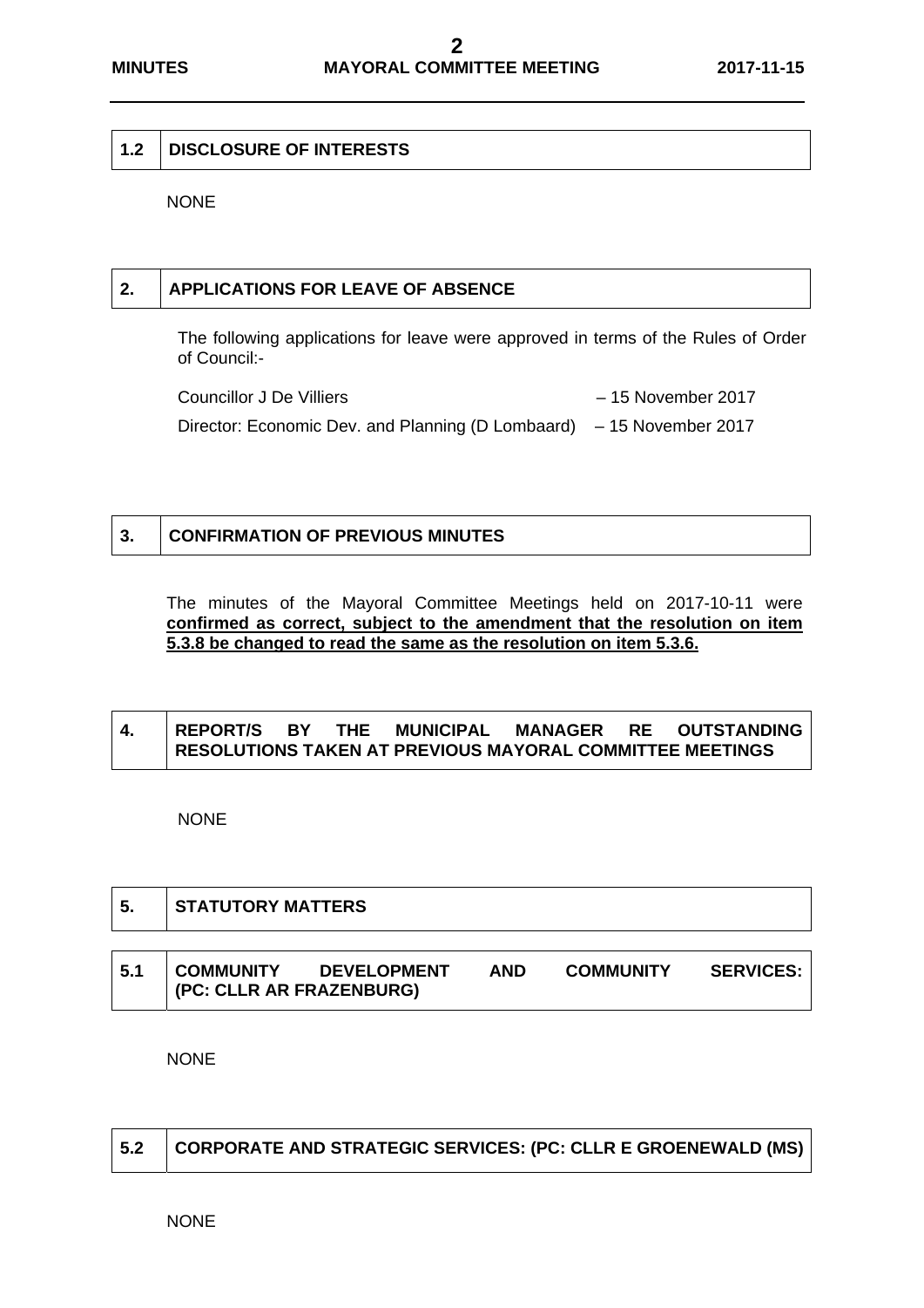## 1.2 DISCLOSURE OF INTERESTS

NONE

## 2. APPLICATIONS FOR LEAVE OF ABSENCE

The following applications for leave were approved in terms of the Rules of Order of Council:-

Councillor J De Villiers – 15 November 2017

Director: Economic Dev. and Planning (D Lombaard) – 15 November 2017

## 3. CONFIRMATION OF PREVIOUS MINUTES

The minutes of the Mayoral Committee Meetings held on 2017-10-11 were **confirmed as correct, subject to the amendment that the resolution on item 5.3.8 be changed to read the same as the resolution on item 5.3.6.**

## 4. REPORT/S BY THE MUNICIPAL MANAGER RE OUTSTANDING RESOLUTIONS TAKEN AT PREVIOUS MAYORAL COMMITTEE MEETINGS

NONE

## 5. STATUTORY MATTERS

### 5.1 COMMUNITY DEVELOPMENT AND COMMUNITY SERVICES: (PC: CLLR AR FRAZENBURG)

NONE

### 5.2 CORPORATE AND STRATEGIC SERVICES: (PC: CLLR E GROENEWALD (MS)

NONE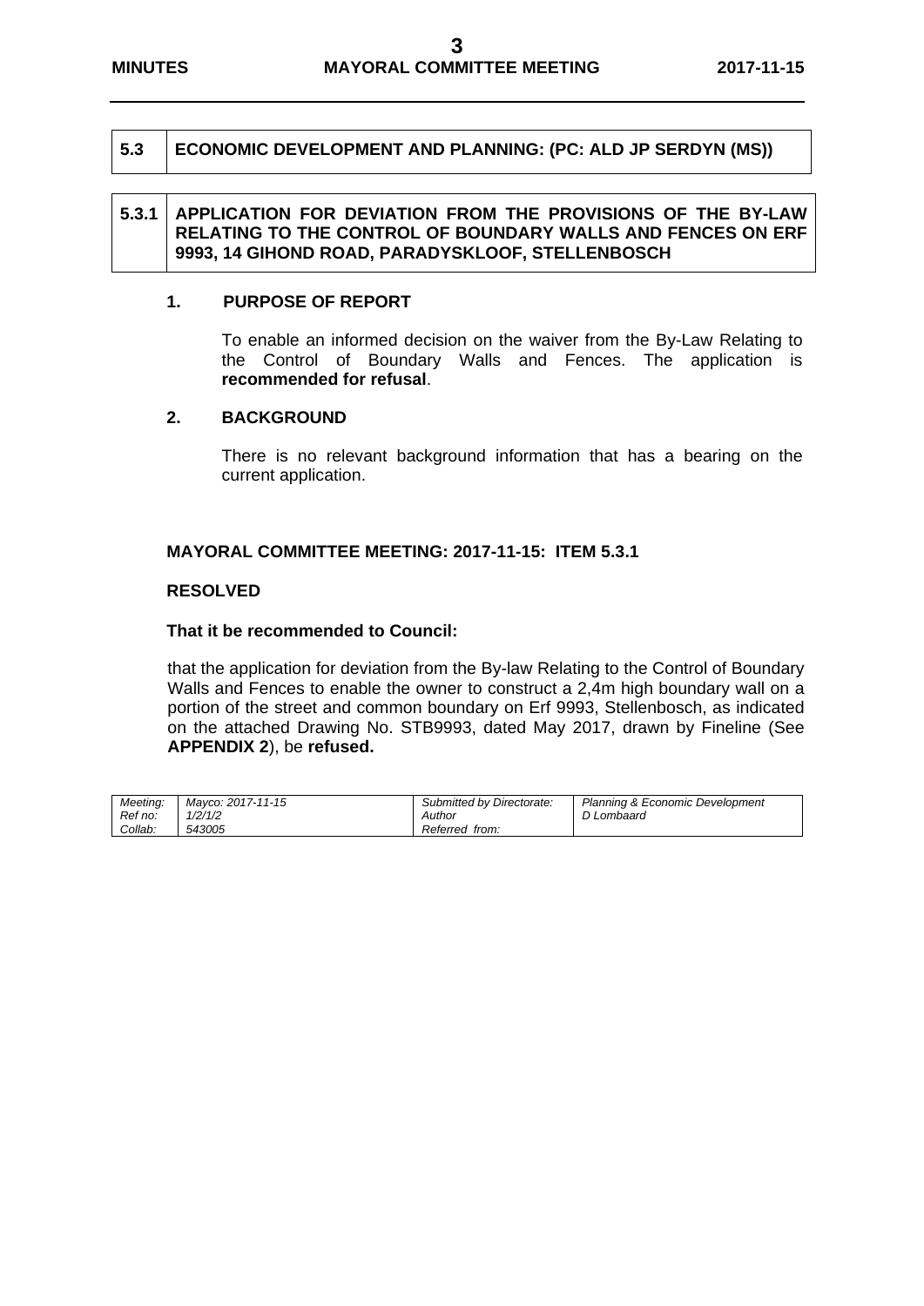## 5.3 ECONOMIC DEVELOPMENT AND PLANNING: (PC: ALD JP SERDYN (MS))

### 5.3.1 APPLICATION FOR DEVIATION FROM THE PROVISIONS OF THE BY-LAW RELATING TO THE CONTROL OF BOUNDARY WALLS AND FENCES ON ERF 9993, 14 GIHOND ROAD, PARADYSKLOOF, STELLENBOSCH

**1. PURPOSE OF REPORT**

To enable an informed decision on the waiver from the By-Law Relating to the Control of Boundary Walls and Fences. The application is **recommended for refusal**.

**2. BACKGROUND**

There is no relevant background information that has a bearing on the current application.

**MAYORAL COMMITTEE MEETING: 2017-11-15: ITEM 5.3.1**

**RESOLVED**

**That it be recommended to Council:**

that the application for deviation from the By-law Relating to the Control of Boundary Walls and Fences to enable the owner to construct a 2,4m high boundary wall on a portion of the street and common boundary on Erf 9993, Stellenbosch, as indicated on the attached Drawing No. STB9993, dated May 2017, drawn by Fineline (See **APPENDIX 2**), be **refused.**

| *Meeting:* | *Mayco: 2017-11-15* | *Submitted by Directorate:* | *Planning & Economic Development* |
|---|---|---|---|
| *Ref no:* | *1/2/1/2* | *Author* | *D Lombaard* |
| *Collab:* | *543005* | *Referred from:* | |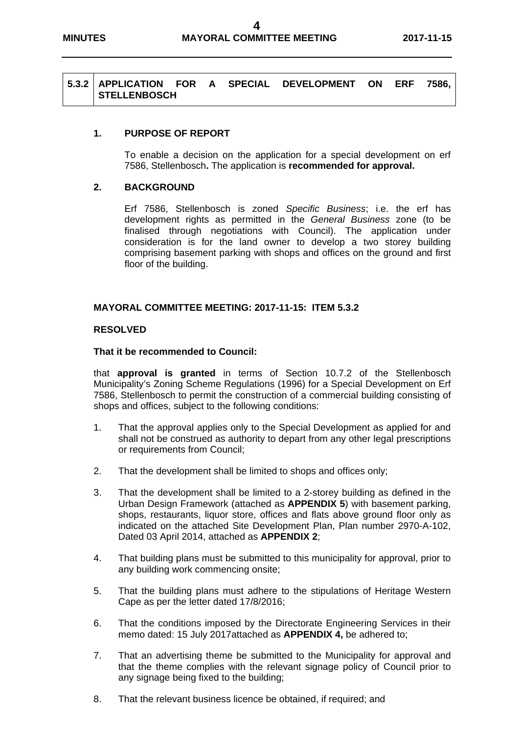## 5.3.2 APPLICATION FOR A SPECIAL DEVELOPMENT ON ERF 7586, STELLENBOSCH

### 1. PURPOSE OF REPORT

To enable a decision on the application for a special development on erf 7586, Stellenbosch**.** The application is **recommended for approval.**

### 2. BACKGROUND

Erf 7586, Stellenbosch is zoned *Specific Business*; i.e. the erf has development rights as permitted in the *General Business* zone (to be finalised through negotiations with Council). The application under consideration is for the land owner to develop a two storey building comprising basement parking with shops and offices on the ground and first floor of the building.

**MAYORAL COMMITTEE MEETING: 2017-11-15: ITEM 5.3.2**

**RESOLVED**

**That it be recommended to Council:**

that **approval is granted** in terms of Section 10.7.2 of the Stellenbosch Municipality's Zoning Scheme Regulations (1996) for a Special Development on Erf 7586, Stellenbosch to permit the construction of a commercial building consisting of shops and offices, subject to the following conditions:

1. That the approval applies only to the Special Development as applied for and shall not be construed as authority to depart from any other legal prescriptions or requirements from Council;
2. That the development shall be limited to shops and offices only;
3. That the development shall be limited to a 2-storey building as defined in the Urban Design Framework (attached as **APPENDIX 5**) with basement parking, shops, restaurants, liquor store, offices and flats above ground floor only as indicated on the attached Site Development Plan, Plan number 2970-A-102, Dated 03 April 2014, attached as **APPENDIX 2**;
4. That building plans must be submitted to this municipality for approval, prior to any building work commencing onsite;
5. That the building plans must adhere to the stipulations of Heritage Western Cape as per the letter dated 17/8/2016;
6. That the conditions imposed by the Directorate Engineering Services in their memo dated: 15 July 2017attached as **APPENDIX 4,** be adhered to;
7. That an advertising theme be submitted to the Municipality for approval and that the theme complies with the relevant signage policy of Council prior to any signage being fixed to the building;
8. That the relevant business licence be obtained, if required; and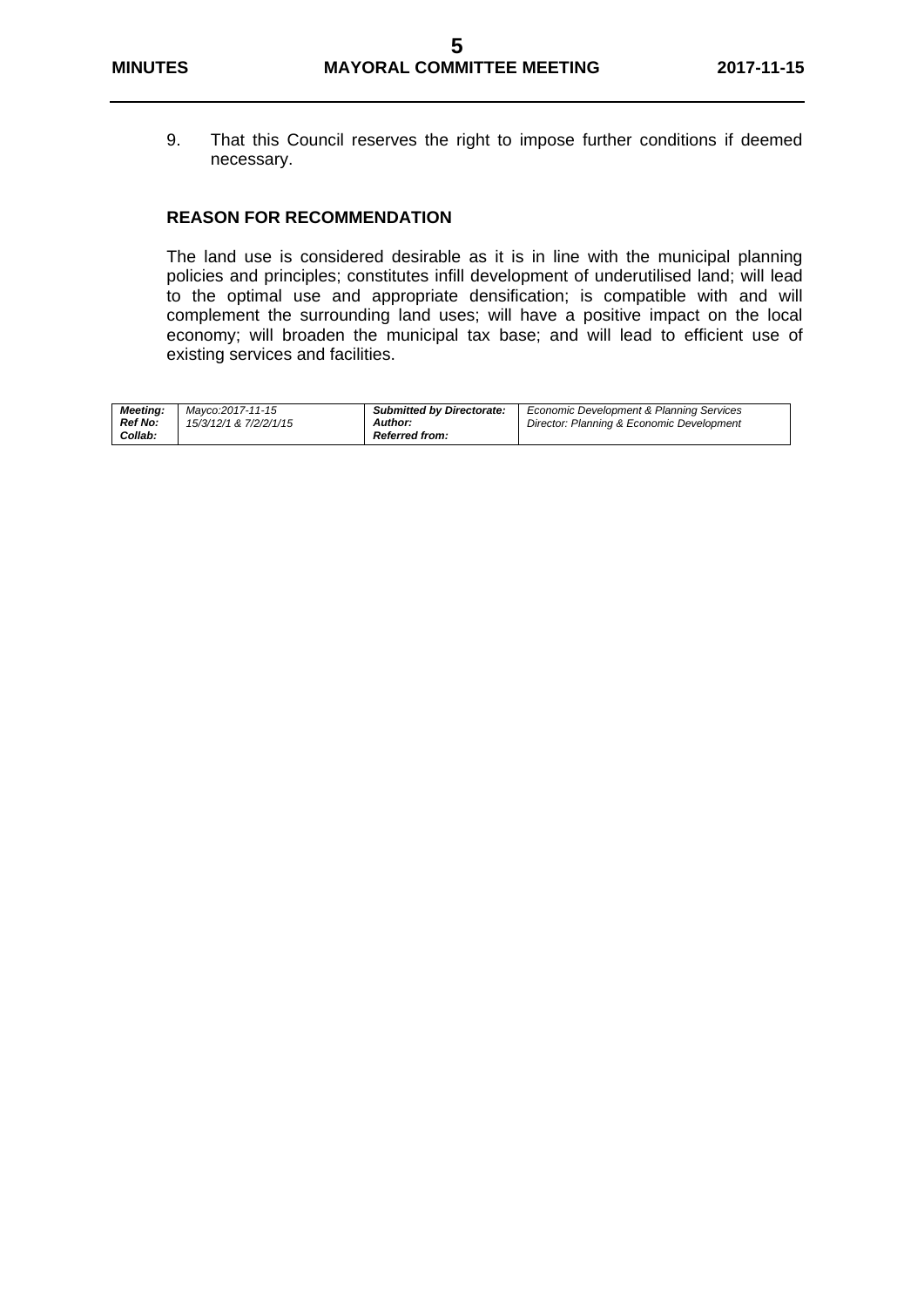9. That this Council reserves the right to impose further conditions if deemed necessary.

**REASON FOR RECOMMENDATION**

The land use is considered desirable as it is in line with the municipal planning policies and principles; constitutes infill development of underutilised land; will lead to the optimal use and appropriate densification; is compatible with and will complement the surrounding land uses; will have a positive impact on the local economy; will broaden the municipal tax base; and will lead to efficient use of existing services and facilities.

| | | | |
|---|---|---|---|
| ***Meeting:*** | *Mayco:2017-11-15* | ***Submitted by Directorate:*** | *Economic Development & Planning Services* |
| ***Ref No:*** | *15/3/12/1 & 7/2/2/1/15* | ***Author:*** | *Director: Planning & Economic Development* |
| ***Collab:*** | | ***Referred from:*** | |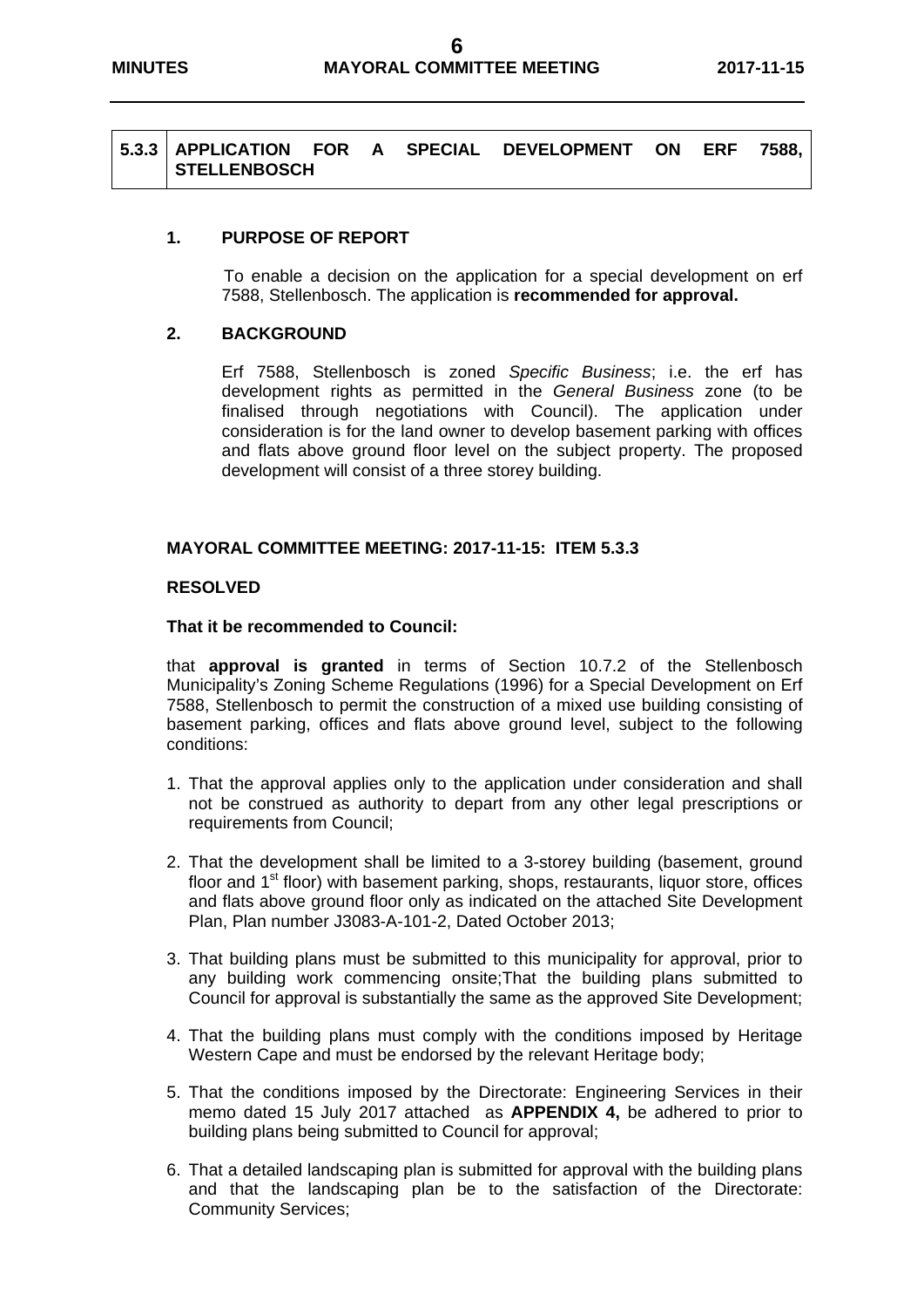## 5.3.3 APPLICATION FOR A SPECIAL DEVELOPMENT ON ERF 7588, STELLENBOSCH

### 1. PURPOSE OF REPORT

To enable a decision on the application for a special development on erf 7588, Stellenbosch. The application is **recommended for approval.**

### 2. BACKGROUND

Erf 7588, Stellenbosch is zoned *Specific Business*; i.e. the erf has development rights as permitted in the *General Business* zone (to be finalised through negotiations with Council). The application under consideration is for the land owner to develop basement parking with offices and flats above ground floor level on the subject property. The proposed development will consist of a three storey building.

**MAYORAL COMMITTEE MEETING: 2017-11-15: ITEM 5.3.3**

**RESOLVED**

**That it be recommended to Council:**

that **approval is granted** in terms of Section 10.7.2 of the Stellenbosch Municipality's Zoning Scheme Regulations (1996) for a Special Development on Erf 7588, Stellenbosch to permit the construction of a mixed use building consisting of basement parking, offices and flats above ground level, subject to the following conditions:

1. That the approval applies only to the application under consideration and shall not be construed as authority to depart from any other legal prescriptions or requirements from Council;
2. That the development shall be limited to a 3-storey building (basement, ground floor and 1st floor) with basement parking, shops, restaurants, liquor store, offices and flats above ground floor only as indicated on the attached Site Development Plan, Plan number J3083-A-101-2, Dated October 2013;
3. That building plans must be submitted to this municipality for approval, prior to any building work commencing onsite;That the building plans submitted to Council for approval is substantially the same as the approved Site Development;
4. That the building plans must comply with the conditions imposed by Heritage Western Cape and must be endorsed by the relevant Heritage body;
5. That the conditions imposed by the Directorate: Engineering Services in their memo dated 15 July 2017 attached as **APPENDIX 4,** be adhered to prior to building plans being submitted to Council for approval;
6. That a detailed landscaping plan is submitted for approval with the building plans and that the landscaping plan be to the satisfaction of the Directorate: Community Services;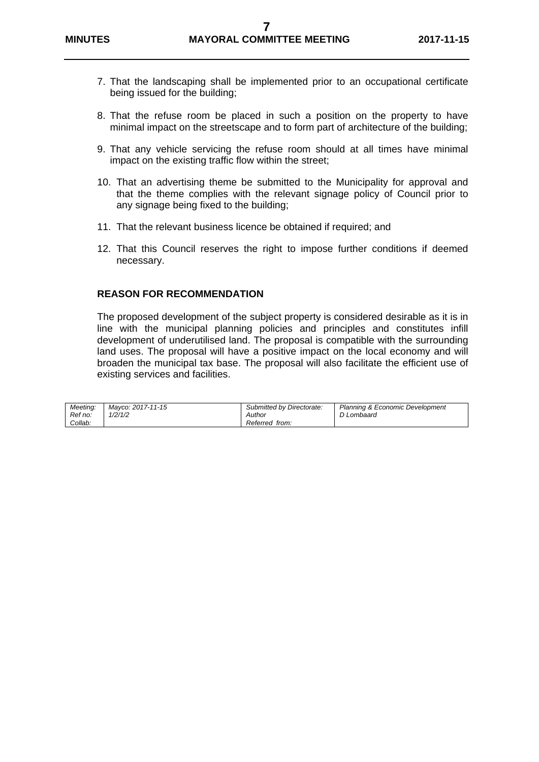7. That the landscaping shall be implemented prior to an occupational certificate being issued for the building;

8. That the refuse room be placed in such a position on the property to have minimal impact on the streetscape and to form part of architecture of the building;

9. That any vehicle servicing the refuse room should at all times have minimal impact on the existing traffic flow within the street;

10. That an advertising theme be submitted to the Municipality for approval and that the theme complies with the relevant signage policy of Council prior to any signage being fixed to the building;

11. That the relevant business licence be obtained if required; and

12. That this Council reserves the right to impose further conditions if deemed necessary.

**REASON FOR RECOMMENDATION**

The proposed development of the subject property is considered desirable as it is in line with the municipal planning policies and principles and constitutes infill development of underutilised land. The proposal is compatible with the surrounding land uses. The proposal will have a positive impact on the local economy and will broaden the municipal tax base. The proposal will also facilitate the efficient use of existing services and facilities.

| *Meeting:* | *Mayco: 2017-11-15* | *Submitted by Directorate:* | *Planning & Economic Development* |
|---|---|---|---|
| *Ref no:* | *1/2/1/2* | *Author* | *D Lombaard* |
| *Collab:* | | *Referred from:* | |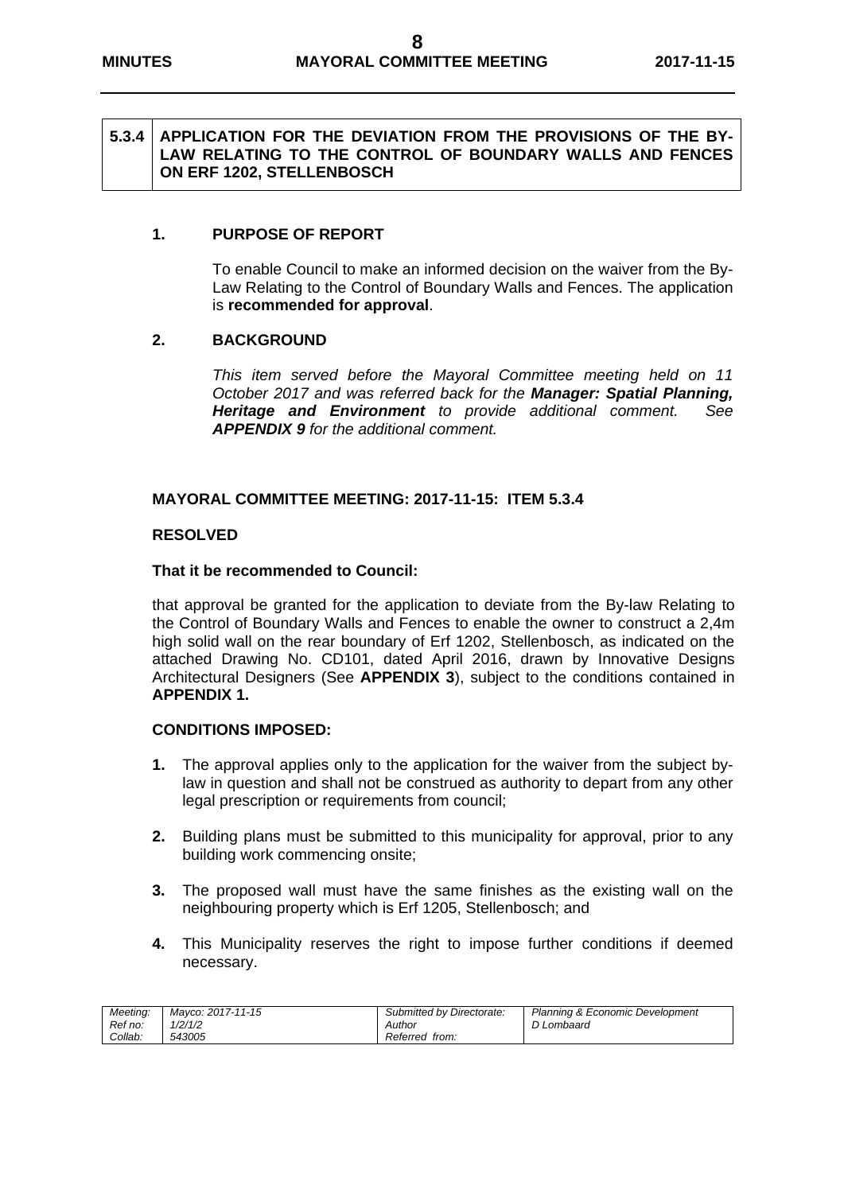## 5.3.4 APPLICATION FOR THE DEVIATION FROM THE PROVISIONS OF THE BY-LAW RELATING TO THE CONTROL OF BOUNDARY WALLS AND FENCES ON ERF 1202, STELLENBOSCH

### 1. PURPOSE OF REPORT

To enable Council to make an informed decision on the waiver from the By-Law Relating to the Control of Boundary Walls and Fences. The application is **recommended for approval**.

### 2. BACKGROUND

*This item served before the Mayoral Committee meeting held on 11 October 2017 and was referred back for the **Manager: Spatial Planning, Heritage and Environment** to provide additional comment. See **APPENDIX 9** for the additional comment.*

**MAYORAL COMMITTEE MEETING: 2017-11-15: ITEM 5.3.4**

**RESOLVED**

**That it be recommended to Council:**

that approval be granted for the application to deviate from the By-law Relating to the Control of Boundary Walls and Fences to enable the owner to construct a 2,4m high solid wall on the rear boundary of Erf 1202, Stellenbosch, as indicated on the attached Drawing No. CD101, dated April 2016, drawn by Innovative Designs Architectural Designers (See **APPENDIX 3**), subject to the conditions contained in **APPENDIX 1.**

**CONDITIONS IMPOSED:**

1. The approval applies only to the application for the waiver from the subject by-law in question and shall not be construed as authority to depart from any other legal prescription or requirements from council;
2. Building plans must be submitted to this municipality for approval, prior to any building work commencing onsite;
3. The proposed wall must have the same finishes as the existing wall on the neighbouring property which is Erf 1205, Stellenbosch; and
4. This Municipality reserves the right to impose further conditions if deemed necessary.

| Meeting: | Mayco: 2017-11-15 | Submitted by Directorate: | Planning & Economic Development |
|---|---|---|---|
| Ref no: | 1/2/1/2 | Author | D Lombaard |
| Collab: | 543005 | Referred from: | |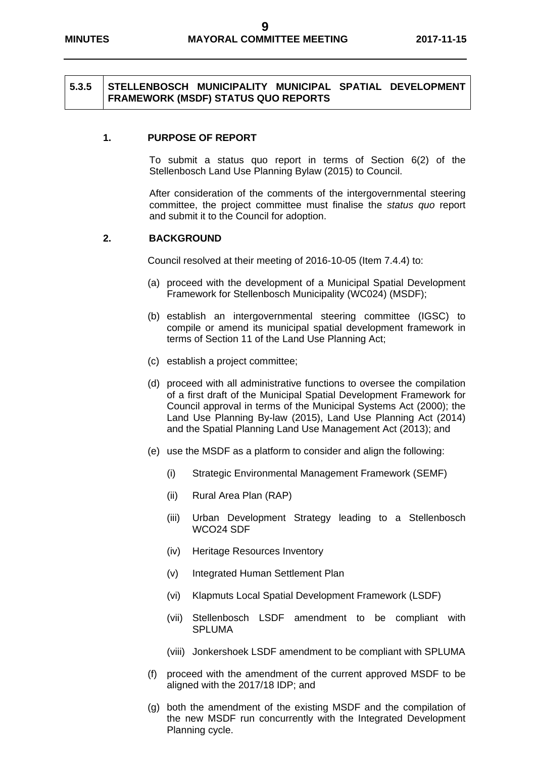## 5.3.5 STELLENBOSCH MUNICIPALITY MUNICIPAL SPATIAL DEVELOPMENT FRAMEWORK (MSDF) STATUS QUO REPORTS

### 1. PURPOSE OF REPORT

To submit a status quo report in terms of Section 6(2) of the Stellenbosch Land Use Planning Bylaw (2015) to Council.

After consideration of the comments of the intergovernmental steering committee, the project committee must finalise the *status quo* report and submit it to the Council for adoption.

### 2. BACKGROUND

Council resolved at their meeting of 2016-10-05 (Item 7.4.4) to:

(a) proceed with the development of a Municipal Spatial Development Framework for Stellenbosch Municipality (WC024) (MSDF);

(b) establish an intergovernmental steering committee (IGSC) to compile or amend its municipal spatial development framework in terms of Section 11 of the Land Use Planning Act;

(c) establish a project committee;

(d) proceed with all administrative functions to oversee the compilation of a first draft of the Municipal Spatial Development Framework for Council approval in terms of the Municipal Systems Act (2000); the Land Use Planning By-law (2015), Land Use Planning Act (2014) and the Spatial Planning Land Use Management Act (2013); and

(e) use the MSDF as a platform to consider and align the following:

(i) Strategic Environmental Management Framework (SEMF)

(ii) Rural Area Plan (RAP)

(iii) Urban Development Strategy leading to a Stellenbosch WCO24 SDF

(iv) Heritage Resources Inventory

(v) Integrated Human Settlement Plan

(vi) Klapmuts Local Spatial Development Framework (LSDF)

(vii) Stellenbosch LSDF amendment to be compliant with SPLUMA

(viii) Jonkershoek LSDF amendment to be compliant with SPLUMA

(f) proceed with the amendment of the current approved MSDF to be aligned with the 2017/18 IDP; and

(g) both the amendment of the existing MSDF and the compilation of the new MSDF run concurrently with the Integrated Development Planning cycle.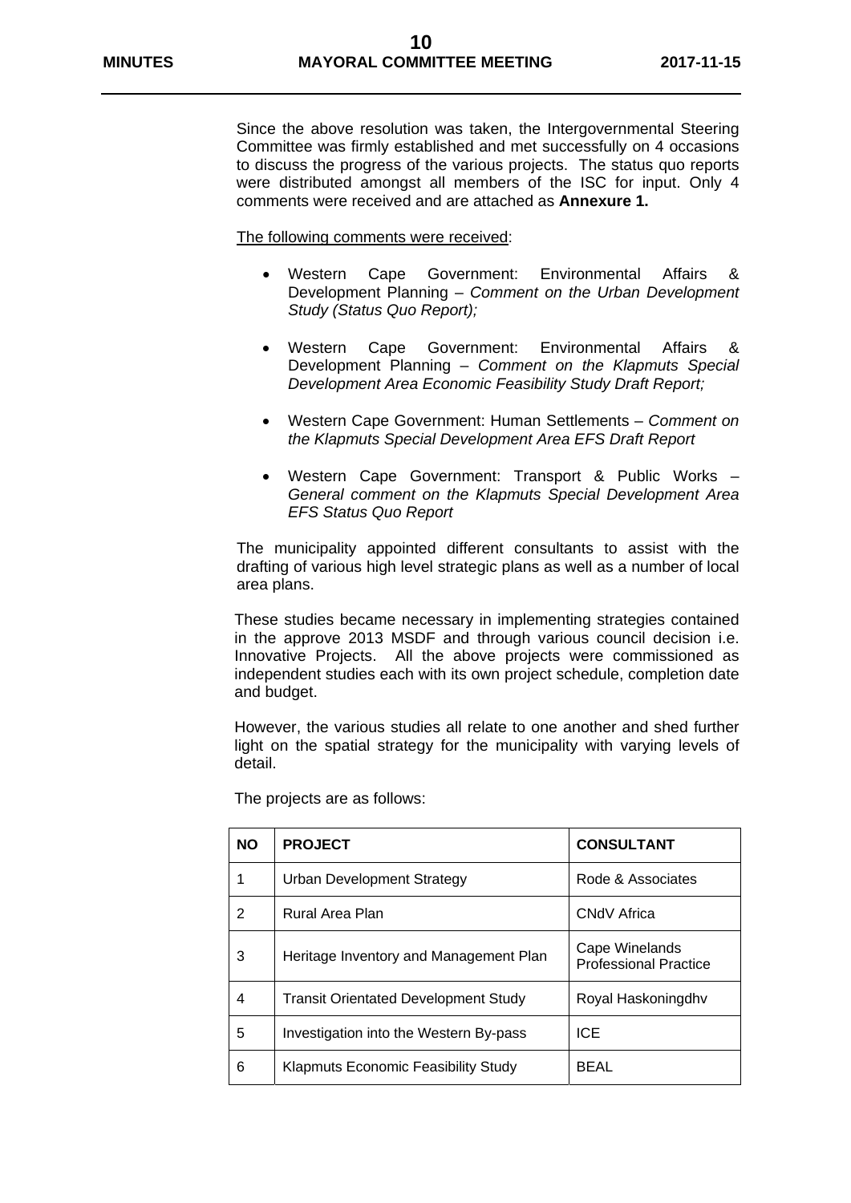Since the above resolution was taken, the Intergovernmental Steering Committee was firmly established and met successfully on 4 occasions to discuss the progress of the various projects. The status quo reports were distributed amongst all members of the ISC for input. Only 4 comments were received and are attached as **Annexure 1.**

<u>The following comments were received</u>:

- Western Cape Government: Environmental Affairs & Development Planning – *Comment on the Urban Development Study (Status Quo Report);*
- Western Cape Government: Environmental Affairs & Development Planning – *Comment on the Klapmuts Special Development Area Economic Feasibility Study Draft Report;*
- Western Cape Government: Human Settlements – *Comment on the Klapmuts Special Development Area EFS Draft Report*
- Western Cape Government: Transport & Public Works – *General comment on the Klapmuts Special Development Area EFS Status Quo Report*

The municipality appointed different consultants to assist with the drafting of various high level strategic plans as well as a number of local area plans.

These studies became necessary in implementing strategies contained in the approve 2013 MSDF and through various council decision i.e. Innovative Projects. All the above projects were commissioned as independent studies each with its own project schedule, completion date and budget.

However, the various studies all relate to one another and shed further light on the spatial strategy for the municipality with varying levels of detail.

The projects are as follows:

| NO | PROJECT | CONSULTANT |
|---|---|---|
| 1 | Urban Development Strategy | Rode & Associates |
| 2 | Rural Area Plan | CNdV Africa |
| 3 | Heritage Inventory and Management Plan | Cape Winelands Professional Practice |
| 4 | Transit Orientated Development Study | Royal Haskoningdhv |
| 5 | Investigation into the Western By-pass | ICE |
| 6 | Klapmuts Economic Feasibility Study | BEAL |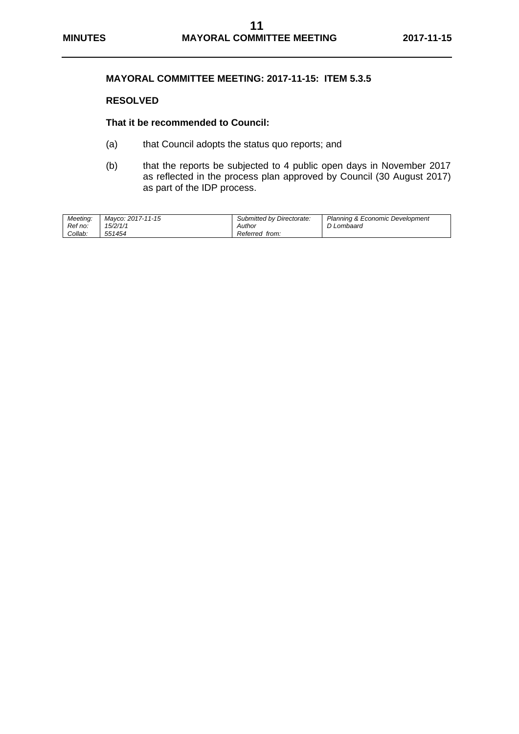**MAYORAL COMMITTEE MEETING: 2017-11-15: ITEM 5.3.5**

**RESOLVED**

**That it be recommended to Council:**

(a) that Council adopts the status quo reports; and

(b) that the reports be subjected to 4 public open days in November 2017 as reflected in the process plan approved by Council (30 August 2017) as part of the IDP process.

| *Meeting:* | *Mayco: 2017-11-15* | *Submitted by Directorate:* | *Planning & Economic Development* |
|---|---|---|---|
| *Ref no:* | *15/2/1/1* | *Author* | *D Lombaard* |
| *Collab:* | *551454* | *Referred from:* | |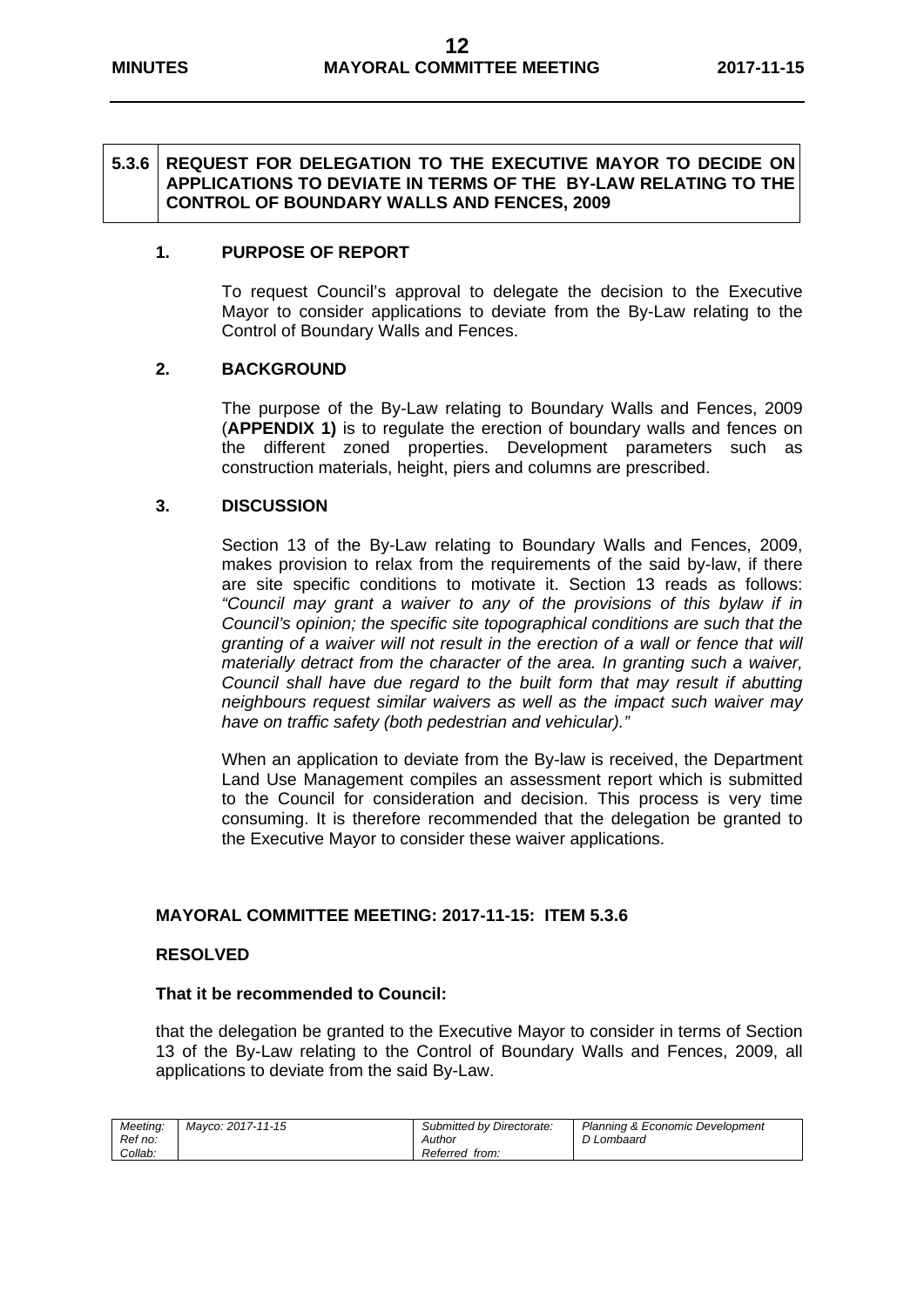## 5.3.6 REQUEST FOR DELEGATION TO THE EXECUTIVE MAYOR TO DECIDE ON APPLICATIONS TO DEVIATE IN TERMS OF THE BY-LAW RELATING TO THE CONTROL OF BOUNDARY WALLS AND FENCES, 2009

### 1. PURPOSE OF REPORT

To request Council's approval to delegate the decision to the Executive Mayor to consider applications to deviate from the By-Law relating to the Control of Boundary Walls and Fences.

### 2. BACKGROUND

The purpose of the By-Law relating to Boundary Walls and Fences, 2009 (**APPENDIX 1)** is to regulate the erection of boundary walls and fences on the different zoned properties. Development parameters such as construction materials, height, piers and columns are prescribed.

### 3. DISCUSSION

Section 13 of the By-Law relating to Boundary Walls and Fences, 2009, makes provision to relax from the requirements of the said by-law, if there are site specific conditions to motivate it. Section 13 reads as follows: *"Council may grant a waiver to any of the provisions of this bylaw if in Council's opinion; the specific site topographical conditions are such that the granting of a waiver will not result in the erection of a wall or fence that will materially detract from the character of the area. In granting such a waiver, Council shall have due regard to the built form that may result if abutting neighbours request similar waivers as well as the impact such waiver may have on traffic safety (both pedestrian and vehicular)."*

When an application to deviate from the By-law is received, the Department Land Use Management compiles an assessment report which is submitted to the Council for consideration and decision. This process is very time consuming. It is therefore recommended that the delegation be granted to the Executive Mayor to consider these waiver applications.

**MAYORAL COMMITTEE MEETING: 2017-11-15: ITEM 5.3.6**

**RESOLVED**

**That it be recommended to Council:**

that the delegation be granted to the Executive Mayor to consider in terms of Section 13 of the By-Law relating to the Control of Boundary Walls and Fences, 2009, all applications to deviate from the said By-Law.

| Meeting: | Mayco: 2017-11-15 | Submitted by Directorate: | Planning & Economic Development |
|---|---|---|---|
| Ref no: | | Author | D Lombaard |
| Collab: | | Referred from: | |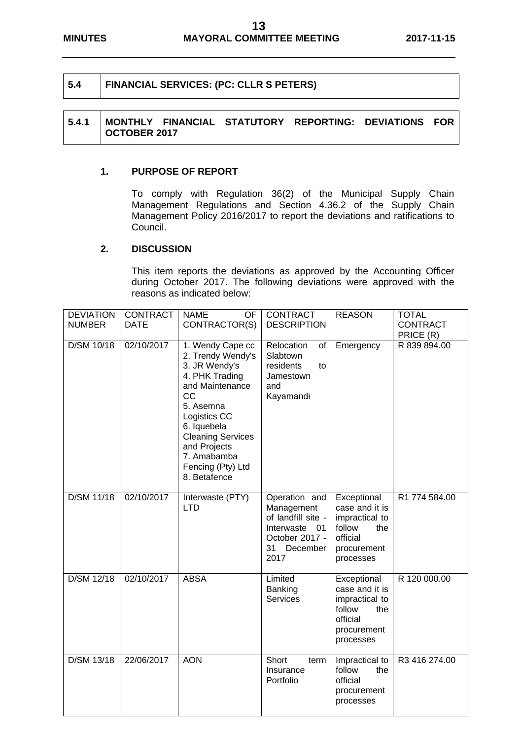| 5.4 | FINANCIAL SERVICES: (PC: CLLR S PETERS) |
|---|---|

| 5.4.1 | MONTHLY FINANCIAL STATUTORY REPORTING: DEVIATIONS FOR OCTOBER 2017 |
|---|---|

**1. PURPOSE OF REPORT**

To comply with Regulation 36(2) of the Municipal Supply Chain Management Regulations and Section 4.36.2 of the Supply Chain Management Policy 2016/2017 to report the deviations and ratifications to Council.

**2. DISCUSSION**

This item reports the deviations as approved by the Accounting Officer during October 2017. The following deviations were approved with the reasons as indicated below:

| DEVIATION NUMBER | CONTRACT DATE | NAME OF CONTRACTOR(S) | CONTRACT DESCRIPTION | REASON | TOTAL CONTRACT PRICE (R) |
|---|---|---|---|---|---|
| D/SM 10/18 | 02/10/2017 | 1. Wendy Cape cc<br>2. Trendy Wendy's<br>3. JR Wendy's<br>4. PHK Trading and Maintenance CC<br>5. Asemna Logistics CC<br>6. Iquebela Cleaning Services and Projects<br>7. Amabamba Fencing (Pty) Ltd<br>8. Betafence | Relocation of Slabtown residents to Jamestown and Kayamandi | Emergency | R 839 894.00 |
| D/SM 11/18 | 02/10/2017 | Interwaste (PTY) LTD | Operation and Management of landfill site - Interwaste 01 October 2017 - 31 December 2017 | Exceptional case and it is impractical to follow the official procurement processes | R1 774 584.00 |
| D/SM 12/18 | 02/10/2017 | ABSA | Limited Banking Services | Exceptional case and it is impractical to follow the official procurement processes | R 120 000.00 |
| D/SM 13/18 | 22/06/2017 | AON | Short term Insurance Portfolio | Impractical to follow the official procurement processes | R3 416 274.00 |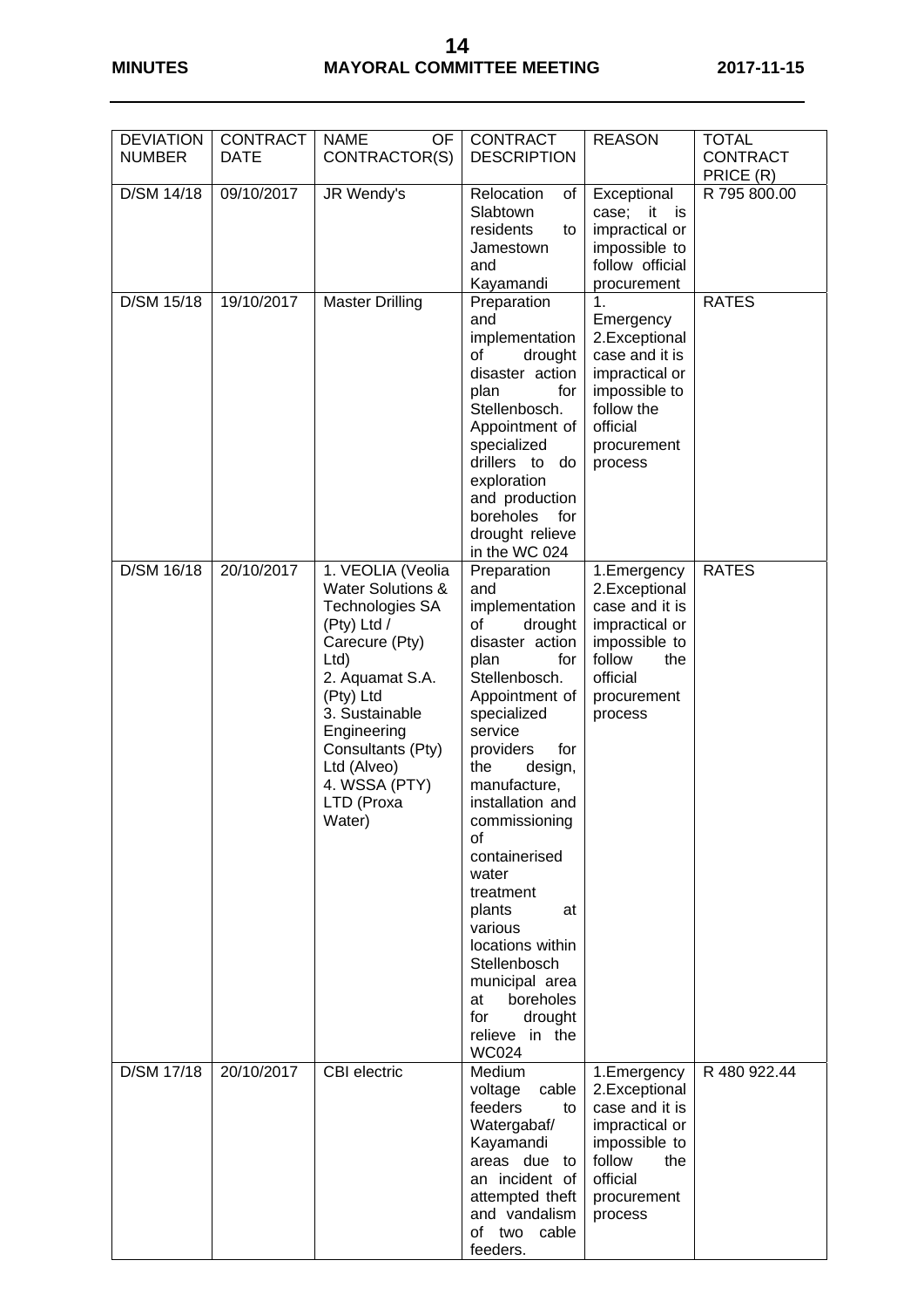| DEVIATION NUMBER | CONTRACT DATE | NAME OF CONTRACTOR(S) | CONTRACT DESCRIPTION | REASON | TOTAL CONTRACT PRICE (R) |
|---|---|---|---|---|---|
| D/SM 14/18 | 09/10/2017 | JR Wendy's | Relocation of Slabtown residents to Jamestown and Kayamandi | Exceptional case; it is impractical or impossible to follow official procurement | R 795 800.00 |
| D/SM 15/18 | 19/10/2017 | Master Drilling | Preparation and implementation of drought disaster action plan for Stellenbosch. Appointment of specialized drillers to do exploration and production boreholes for drought relieve in the WC 024 | 1. Emergency 2.Exceptional case and it is impractical or impossible to follow the official procurement process | RATES |
| D/SM 16/18 | 20/10/2017 | 1. VEOLIA (Veolia Water Solutions & Technologies SA (Pty) Ltd / Carecure (Pty) Ltd) 2. Aquamat S.A. (Pty) Ltd 3. Sustainable Engineering Consultants (Pty) Ltd (Alveo) 4. WSSA (PTY) LTD (Proxa Water) | Preparation and implementation of drought disaster action plan for Stellenbosch. Appointment of specialized service providers for the design, manufacture, installation and commissioning of containerised water treatment plants at various locations within Stellenbosch municipal area at boreholes for drought relieve in the WC024 | 1.Emergency 2.Exceptional case and it is impractical or impossible to follow the official procurement process | RATES |
| D/SM 17/18 | 20/10/2017 | CBI electric | Medium voltage cable feeders to Watergabaf/ Kayamandi areas due to an incident of attempted theft and vandalism of two cable feeders. | 1.Emergency 2.Exceptional case and it is impractical or impossible to follow the official procurement process | R 480 922.44 |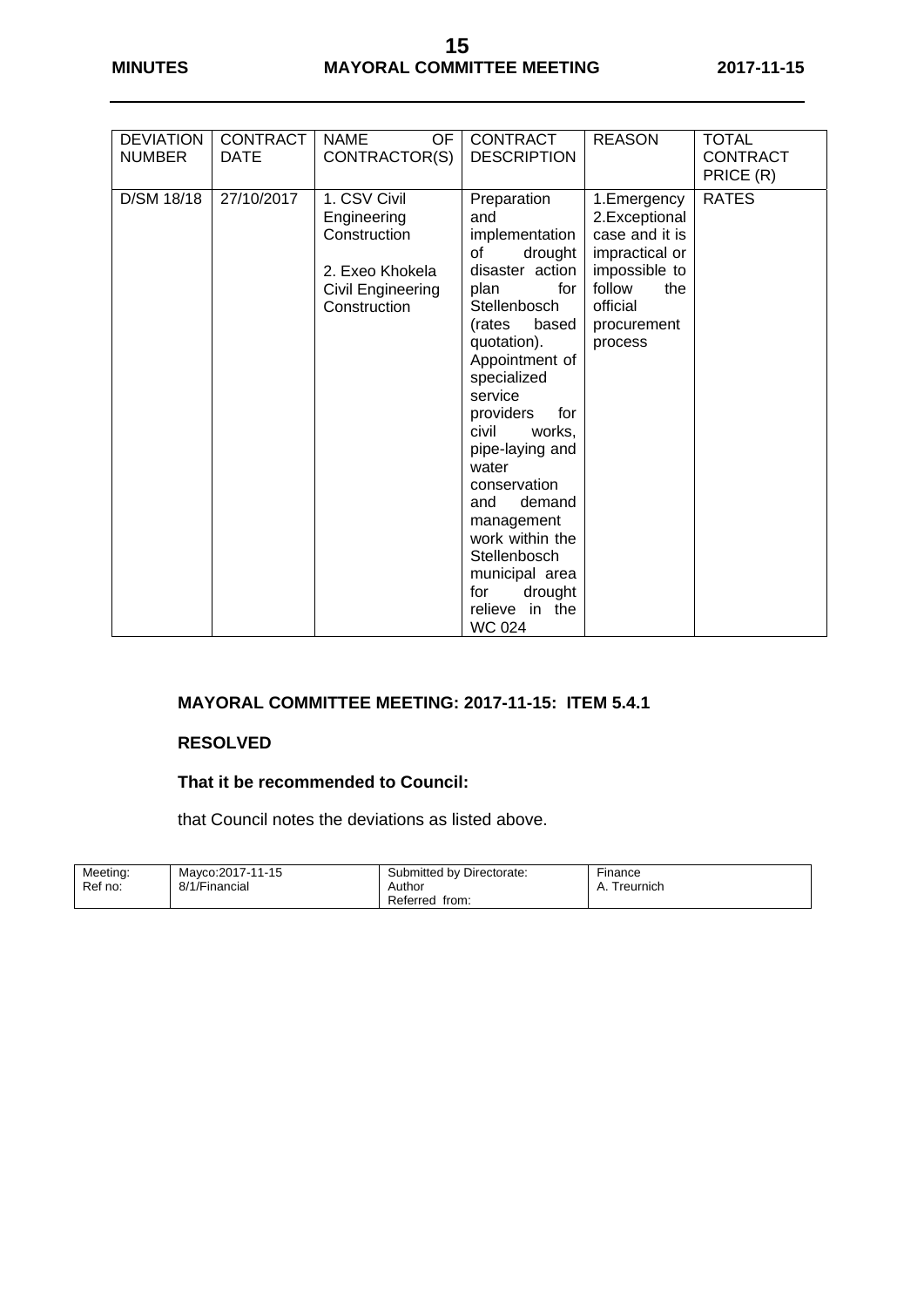| DEVIATION NUMBER | CONTRACT DATE | NAME OF CONTRACTOR(S) | CONTRACT DESCRIPTION | REASON | TOTAL CONTRACT PRICE (R) |
|---|---|---|---|---|---|
| D/SM 18/18 | 27/10/2017 | 1. CSV Civil Engineering Construction<br><br>2. Exeo Khokela Civil Engineering Construction | Preparation and implementation of drought disaster action plan for Stellenbosch (rates based quotation). Appointment of specialized service providers for civil works, pipe-laying and water conservation and demand management work within the Stellenbosch municipal area for drought relieve in the WC 024 | 1.Emergency 2.Exceptional case and it is impractical or impossible to follow the official procurement process | RATES |

**MAYORAL COMMITTEE MEETING: 2017-11-15: ITEM 5.4.1**

**RESOLVED**

**That it be recommended to Council:**

that Council notes the deviations as listed above.

| Meeting: | Mayco:2017-11-15 | Submitted by Directorate: | Finance |
|---|---|---|---|
| Ref no: | 8/1/Financial | Author | A. Treurnich |
| | | Referred from: | |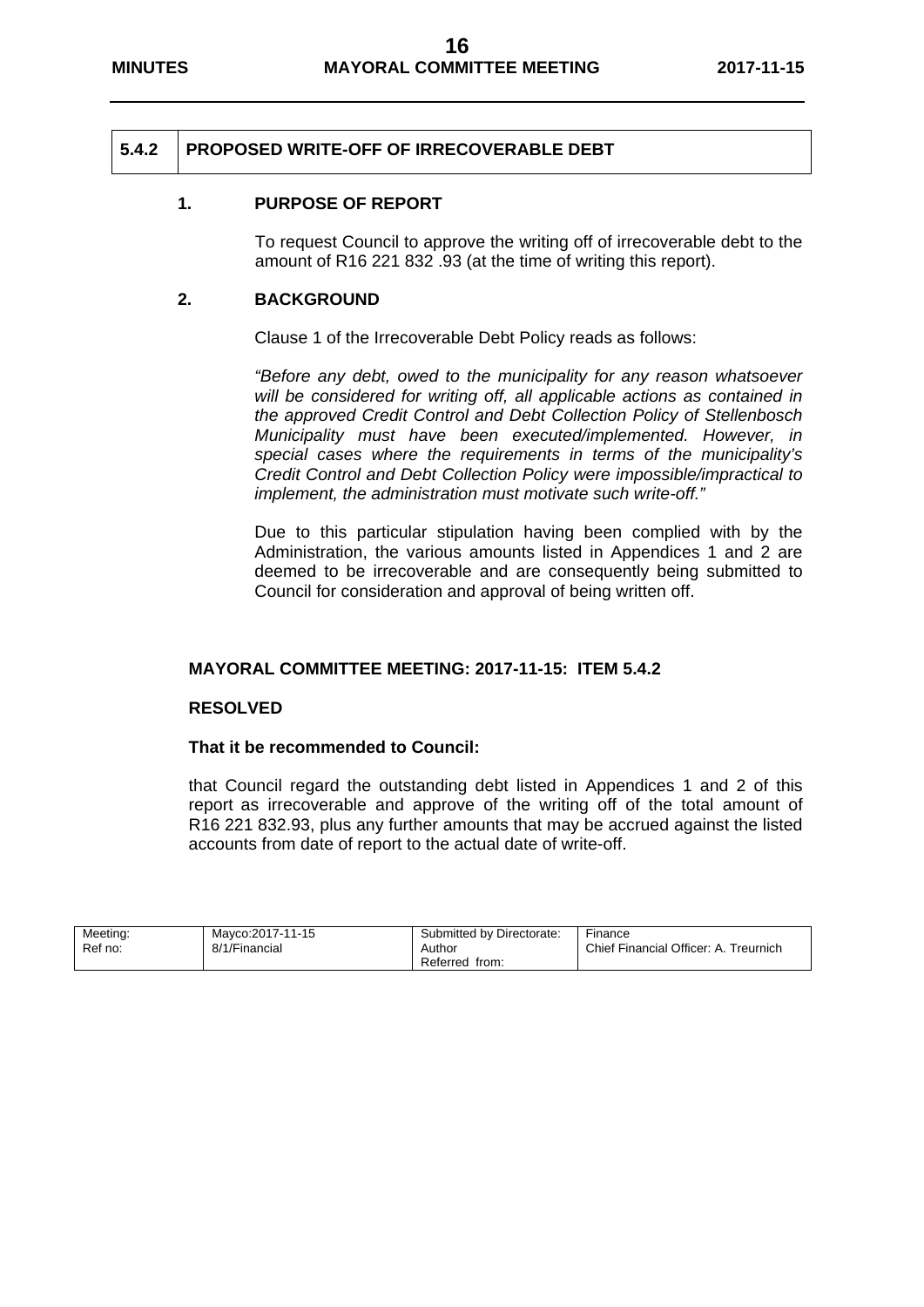| 5.4.2 | PROPOSED WRITE-OFF OF IRRECOVERABLE DEBT |
|---|---|

### 1. PURPOSE OF REPORT

To request Council to approve the writing off of irrecoverable debt to the amount of R16 221 832 .93 (at the time of writing this report).

### 2. BACKGROUND

Clause 1 of the Irrecoverable Debt Policy reads as follows:

*"Before any debt, owed to the municipality for any reason whatsoever will be considered for writing off, all applicable actions as contained in the approved Credit Control and Debt Collection Policy of Stellenbosch Municipality must have been executed/implemented. However, in special cases where the requirements in terms of the municipality's Credit Control and Debt Collection Policy were impossible/impractical to implement, the administration must motivate such write-off."*

Due to this particular stipulation having been complied with by the Administration, the various amounts listed in Appendices 1 and 2 are deemed to be irrecoverable and are consequently being submitted to Council for consideration and approval of being written off.

**MAYORAL COMMITTEE MEETING: 2017-11-15: ITEM 5.4.2**

**RESOLVED**

**That it be recommended to Council:**

that Council regard the outstanding debt listed in Appendices 1 and 2 of this report as irrecoverable and approve of the writing off of the total amount of R16 221 832.93, plus any further amounts that may be accrued against the listed accounts from date of report to the actual date of write-off.

| Meeting: | Mayco:2017-11-15 | Submitted by Directorate: | Finance |
|---|---|---|---|
| Ref no: | 8/1/Financial | Author | Chief Financial Officer: A. Treurnich |
| | | Referred from: | |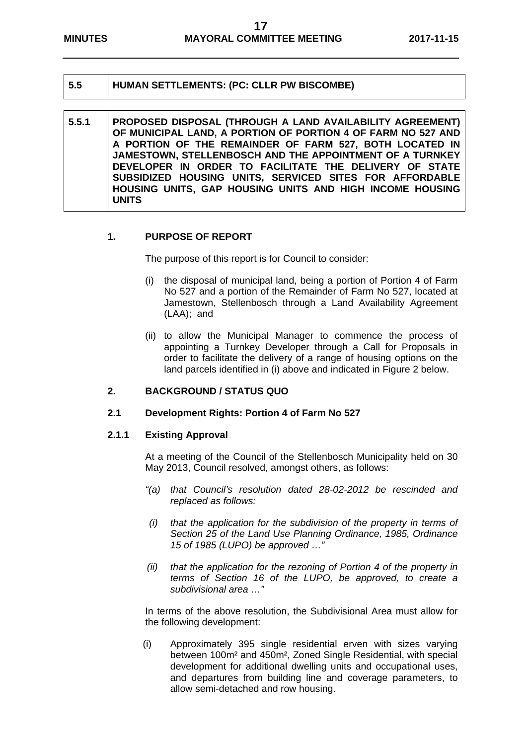| 5.5 | HUMAN SETTLEMENTS: (PC: CLLR PW BISCOMBE) |
|---|---|

| 5.5.1 | PROPOSED DISPOSAL (THROUGH A LAND AVAILABILITY AGREEMENT) OF MUNICIPAL LAND, A PORTION OF PORTION 4 OF FARM NO 527 AND A PORTION OF THE REMAINDER OF FARM 527, BOTH LOCATED IN JAMESTOWN, STELLENBOSCH AND THE APPOINTMENT OF A TURNKEY DEVELOPER IN ORDER TO FACILITATE THE DELIVERY OF STATE SUBSIDIZED HOUSING UNITS, SERVICED SITES FOR AFFORDABLE HOUSING UNITS, GAP HOUSING UNITS AND HIGH INCOME HOUSING UNITS |
|---|---|

## 1. PURPOSE OF REPORT

The purpose of this report is for Council to consider:

(i) the disposal of municipal land, being a portion of Portion 4 of Farm No 527 and a portion of the Remainder of Farm No 527, located at Jamestown, Stellenbosch through a Land Availability Agreement (LAA); and

(ii) to allow the Municipal Manager to commence the process of appointing a Turnkey Developer through a Call for Proposals in order to facilitate the delivery of a range of housing options on the land parcels identified in (i) above and indicated in Figure 2 below.

## 2. BACKGROUND / STATUS QUO

### 2.1 Development Rights: Portion 4 of Farm No 527

#### 2.1.1 Existing Approval

At a meeting of the Council of the Stellenbosch Municipality held on 30 May 2013, Council resolved, amongst others, as follows:

*"(a) that Council's resolution dated 28-02-2012 be rescinded and replaced as follows:*

*(i) that the application for the subdivision of the property in terms of Section 25 of the Land Use Planning Ordinance, 1985, Ordinance 15 of 1985 (LUPO) be approved …"*

*(ii) that the application for the rezoning of Portion 4 of the property in terms of Section 16 of the LUPO, be approved, to create a subdivisional area …"*

In terms of the above resolution, the Subdivisional Area must allow for the following development:

(i) Approximately 395 single residential erven with sizes varying between 100m² and 450m², Zoned Single Residential, with special development for additional dwelling units and occupational uses, and departures from building line and coverage parameters, to allow semi-detached and row housing.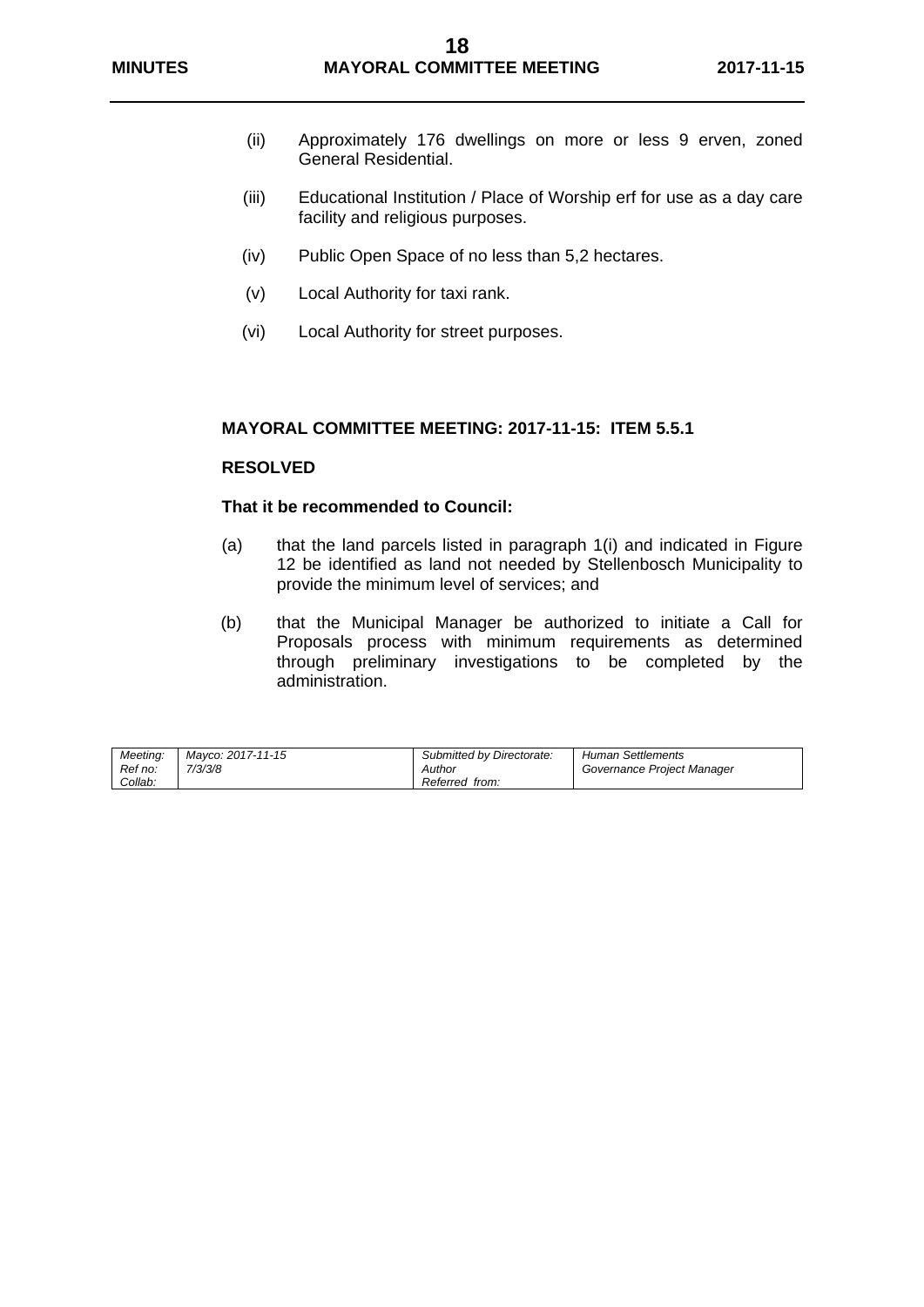(ii) Approximately 176 dwellings on more or less 9 erven, zoned General Residential.

(iii) Educational Institution / Place of Worship erf for use as a day care facility and religious purposes.

(iv) Public Open Space of no less than 5,2 hectares.

(v) Local Authority for taxi rank.

(vi) Local Authority for street purposes.

**MAYORAL COMMITTEE MEETING: 2017-11-15: ITEM 5.5.1**

**RESOLVED**

**That it be recommended to Council:**

(a) that the land parcels listed in paragraph 1(i) and indicated in Figure 12 be identified as land not needed by Stellenbosch Municipality to provide the minimum level of services; and

(b) that the Municipal Manager be authorized to initiate a Call for Proposals process with minimum requirements as determined through preliminary investigations to be completed by the administration.

| | | | |
|---|---|---|---|
| *Meeting:* | *Mayco: 2017-11-15* | *Submitted by Directorate:* | *Human Settlements* |
| *Ref no:* | *7/3/3/8* | *Author* | *Governance Project Manager* |
| *Collab:* | | *Referred from:* | |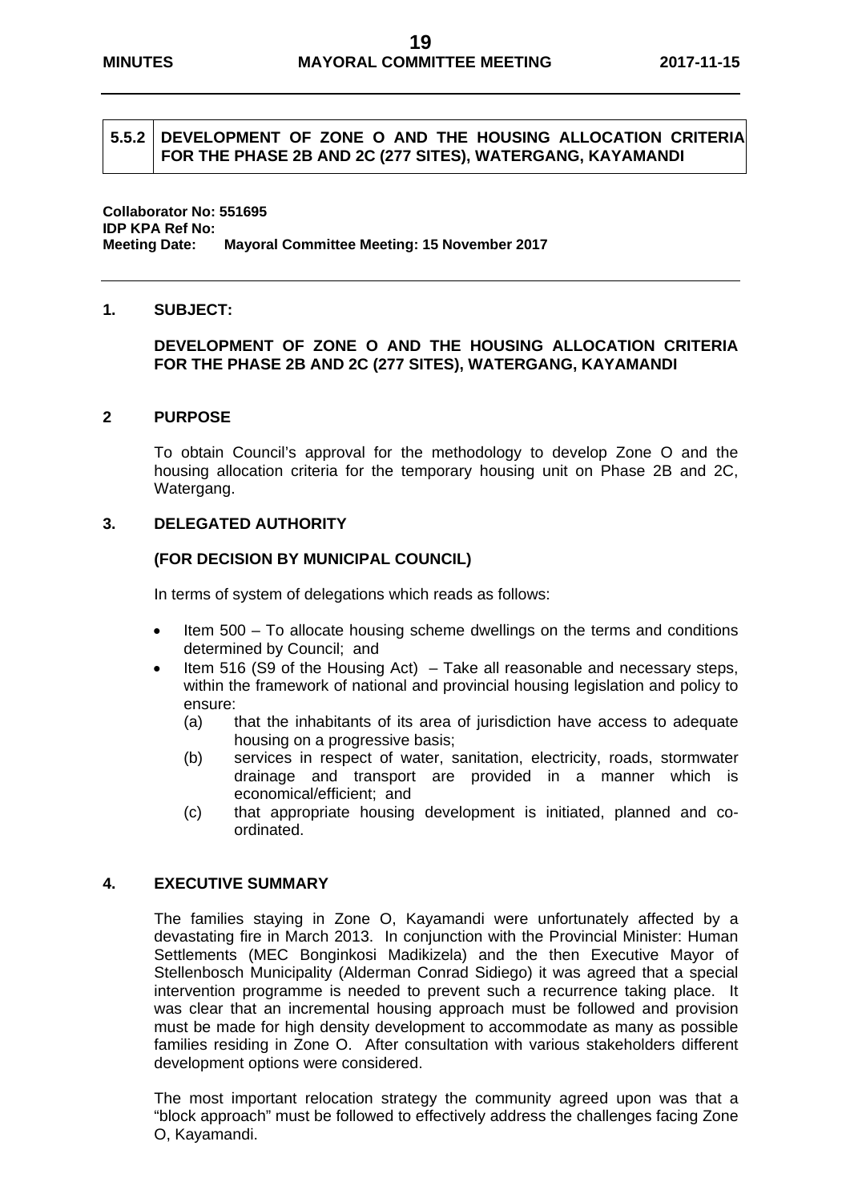## 5.5.2 DEVELOPMENT OF ZONE O AND THE HOUSING ALLOCATION CRITERIA FOR THE PHASE 2B AND 2C (277 SITES), WATERGANG, KAYAMANDI

**Collaborator No: 551695**
**IDP KPA Ref No:**
**Meeting Date: Mayoral Committee Meeting: 15 November 2017**

---

### 1. SUBJECT:

**DEVELOPMENT OF ZONE O AND THE HOUSING ALLOCATION CRITERIA FOR THE PHASE 2B AND 2C (277 SITES), WATERGANG, KAYAMANDI**

### 2 PURPOSE

To obtain Council's approval for the methodology to develop Zone O and the housing allocation criteria for the temporary housing unit on Phase 2B and 2C, Watergang.

### 3. DELEGATED AUTHORITY

**(FOR DECISION BY MUNICIPAL COUNCIL)**

In terms of system of delegations which reads as follows:

- Item 500 – To allocate housing scheme dwellings on the terms and conditions determined by Council; and
- Item 516 (S9 of the Housing Act) – Take all reasonable and necessary steps, within the framework of national and provincial housing legislation and policy to ensure:
  - (a) that the inhabitants of its area of jurisdiction have access to adequate housing on a progressive basis;
  - (b) services in respect of water, sanitation, electricity, roads, stormwater drainage and transport are provided in a manner which is economical/efficient; and
  - (c) that appropriate housing development is initiated, planned and co-ordinated.

### 4. EXECUTIVE SUMMARY

The families staying in Zone O, Kayamandi were unfortunately affected by a devastating fire in March 2013. In conjunction with the Provincial Minister: Human Settlements (MEC Bonginkosi Madikizela) and the then Executive Mayor of Stellenbosch Municipality (Alderman Conrad Sidiego) it was agreed that a special intervention programme is needed to prevent such a recurrence taking place. It was clear that an incremental housing approach must be followed and provision must be made for high density development to accommodate as many as possible families residing in Zone O. After consultation with various stakeholders different development options were considered.

The most important relocation strategy the community agreed upon was that a "block approach" must be followed to effectively address the challenges facing Zone O, Kayamandi.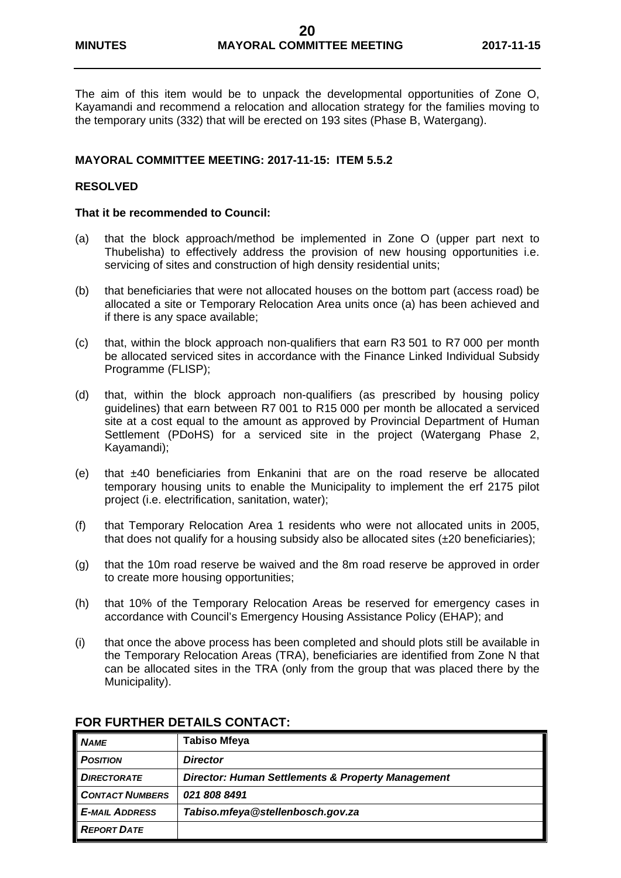The aim of this item would be to unpack the developmental opportunities of Zone O, Kayamandi and recommend a relocation and allocation strategy for the families moving to the temporary units (332) that will be erected on 193 sites (Phase B, Watergang).

**MAYORAL COMMITTEE MEETING: 2017-11-15: ITEM 5.5.2**

**RESOLVED**

**That it be recommended to Council:**

(a) that the block approach/method be implemented in Zone O (upper part next to Thubelisha) to effectively address the provision of new housing opportunities i.e. servicing of sites and construction of high density residential units;

(b) that beneficiaries that were not allocated houses on the bottom part (access road) be allocated a site or Temporary Relocation Area units once (a) has been achieved and if there is any space available;

(c) that, within the block approach non-qualifiers that earn R3 501 to R7 000 per month be allocated serviced sites in accordance with the Finance Linked Individual Subsidy Programme (FLISP);

(d) that, within the block approach non-qualifiers (as prescribed by housing policy guidelines) that earn between R7 001 to R15 000 per month be allocated a serviced site at a cost equal to the amount as approved by Provincial Department of Human Settlement (PDoHS) for a serviced site in the project (Watergang Phase 2, Kayamandi);

(e) that ±40 beneficiaries from Enkanini that are on the road reserve be allocated temporary housing units to enable the Municipality to implement the erf 2175 pilot project (i.e. electrification, sanitation, water);

(f) that Temporary Relocation Area 1 residents who were not allocated units in 2005, that does not qualify for a housing subsidy also be allocated sites (±20 beneficiaries);

(g) that the 10m road reserve be waived and the 8m road reserve be approved in order to create more housing opportunities;

(h) that 10% of the Temporary Relocation Areas be reserved for emergency cases in accordance with Council's Emergency Housing Assistance Policy (EHAP); and

(i) that once the above process has been completed and should plots still be available in the Temporary Relocation Areas (TRA), beneficiaries are identified from Zone N that can be allocated sites in the TRA (only from the group that was placed there by the Municipality).

## FOR FURTHER DETAILS CONTACT:

| | |
|---|---|
| ***NAME*** | **Tabiso Mfeya** |
| ***POSITION*** | ***Director*** |
| ***DIRECTORATE*** | ***Director: Human Settlements & Property Management*** |
| ***CONTACT NUMBERS*** | ***021 808 8491*** |
| ***E-MAIL ADDRESS*** | ***Tabiso.mfeya@stellenbosch.gov.za*** |
| ***REPORT DATE*** | |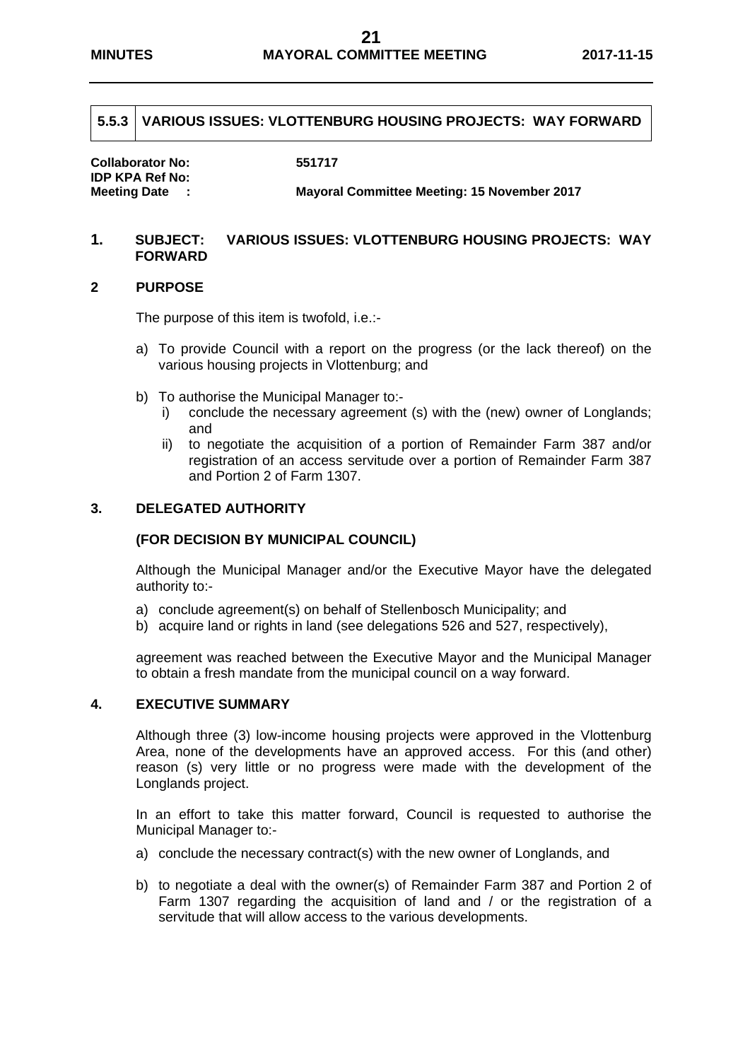## 5.5.3 VARIOUS ISSUES: VLOTTENBURG HOUSING PROJECTS: WAY FORWARD

**Collaborator No:** 551717
**IDP KPA Ref No:**
**Meeting Date :** **Mayoral Committee Meeting: 15 November 2017**

### 1. SUBJECT: VARIOUS ISSUES: VLOTTENBURG HOUSING PROJECTS: WAY FORWARD

### 2 PURPOSE

The purpose of this item is twofold, i.e.:-

a) To provide Council with a report on the progress (or the lack thereof) on the various housing projects in Vlottenburg; and

b) To authorise the Municipal Manager to:-
   i) conclude the necessary agreement (s) with the (new) owner of Longlands; and
   ii) to negotiate the acquisition of a portion of Remainder Farm 387 and/or registration of an access servitude over a portion of Remainder Farm 387 and Portion 2 of Farm 1307.

### 3. DELEGATED AUTHORITY

**(FOR DECISION BY MUNICIPAL COUNCIL)**

Although the Municipal Manager and/or the Executive Mayor have the delegated authority to:-

a) conclude agreement(s) on behalf of Stellenbosch Municipality; and
b) acquire land or rights in land (see delegations 526 and 527, respectively),

agreement was reached between the Executive Mayor and the Municipal Manager to obtain a fresh mandate from the municipal council on a way forward.

### 4. EXECUTIVE SUMMARY

Although three (3) low-income housing projects were approved in the Vlottenburg Area, none of the developments have an approved access. For this (and other) reason (s) very little or no progress were made with the development of the Longlands project.

In an effort to take this matter forward, Council is requested to authorise the Municipal Manager to:-

a) conclude the necessary contract(s) with the new owner of Longlands, and

b) to negotiate a deal with the owner(s) of Remainder Farm 387 and Portion 2 of Farm 1307 regarding the acquisition of land and / or the registration of a servitude that will allow access to the various developments.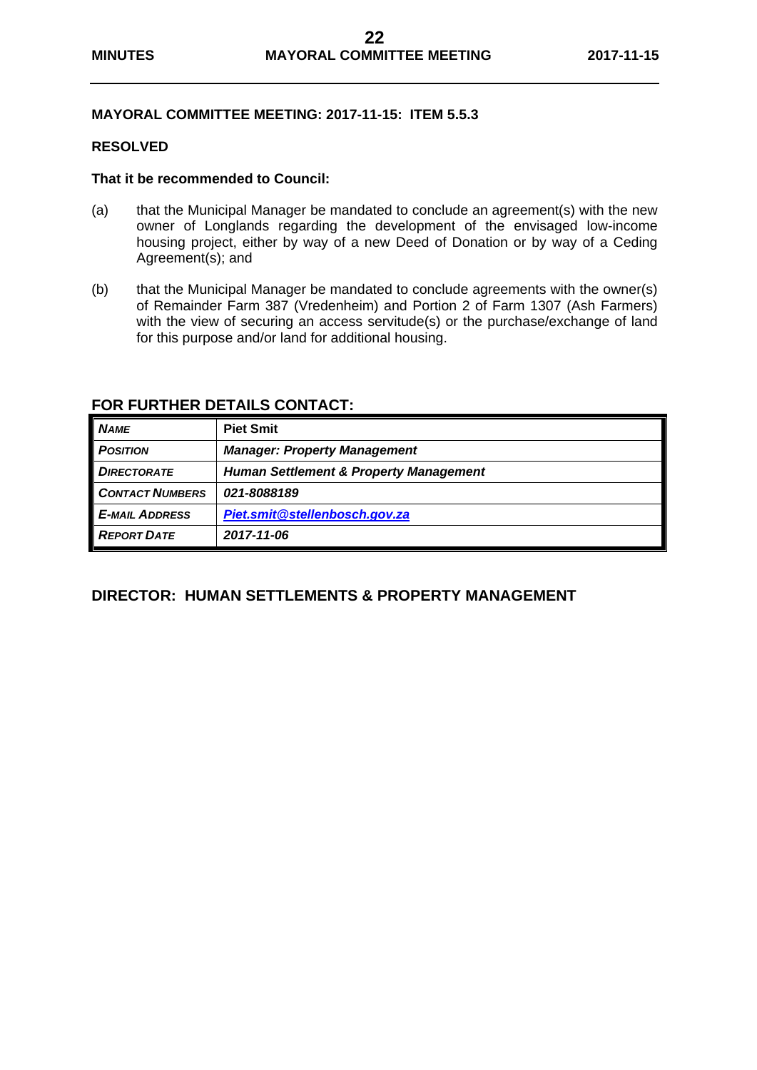**MAYORAL COMMITTEE MEETING: 2017-11-15: ITEM 5.5.3**

**RESOLVED**

**That it be recommended to Council:**

(a) that the Municipal Manager be mandated to conclude an agreement(s) with the new owner of Longlands regarding the development of the envisaged low-income housing project, either by way of a new Deed of Donation or by way of a Ceding Agreement(s); and

(b) that the Municipal Manager be mandated to conclude agreements with the owner(s) of Remainder Farm 387 (Vredenheim) and Portion 2 of Farm 1307 (Ash Farmers) with the view of securing an access servitude(s) or the purchase/exchange of land for this purpose and/or land for additional housing.

## FOR FURTHER DETAILS CONTACT:

| | |
|---|---|
| ***NAME*** | **Piet Smit** |
| ***POSITION*** | ***Manager: Property Management*** |
| ***DIRECTORATE*** | ***Human Settlement & Property Management*** |
| ***CONTACT NUMBERS*** | ***021-8088189*** |
| ***E-MAIL ADDRESS*** | ***Piet.smit@stellenbosch.gov.za*** |
| ***REPORT DATE*** | ***2017-11-06*** |

## DIRECTOR: HUMAN SETTLEMENTS & PROPERTY MANAGEMENT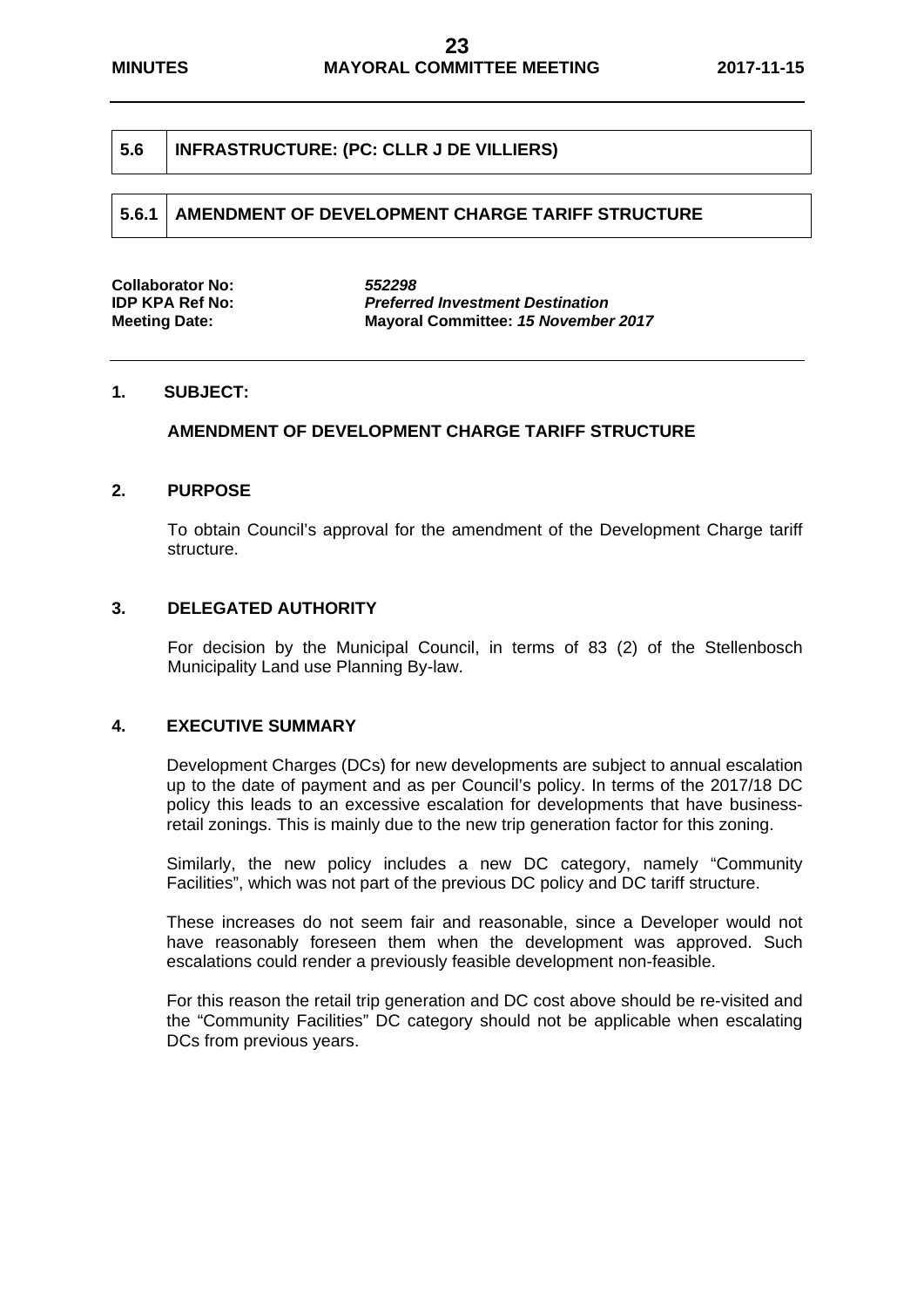## 5.6 INFRASTRUCTURE: (PC: CLLR J DE VILLIERS)

## 5.6.1 AMENDMENT OF DEVELOPMENT CHARGE TARIFF STRUCTURE

**Collaborator No:** *552298*
**IDP KPA Ref No:** ***Preferred Investment Destination***
**Meeting Date:** **Mayoral Committee:** ***15 November 2017***

### 1. SUBJECT:

**AMENDMENT OF DEVELOPMENT CHARGE TARIFF STRUCTURE**

### 2. PURPOSE

To obtain Council's approval for the amendment of the Development Charge tariff structure.

### 3. DELEGATED AUTHORITY

For decision by the Municipal Council, in terms of 83 (2) of the Stellenbosch Municipality Land use Planning By-law.

### 4. EXECUTIVE SUMMARY

Development Charges (DCs) for new developments are subject to annual escalation up to the date of payment and as per Council's policy. In terms of the 2017/18 DC policy this leads to an excessive escalation for developments that have business-retail zonings. This is mainly due to the new trip generation factor for this zoning.

Similarly, the new policy includes a new DC category, namely "Community Facilities", which was not part of the previous DC policy and DC tariff structure.

These increases do not seem fair and reasonable, since a Developer would not have reasonably foreseen them when the development was approved. Such escalations could render a previously feasible development non-feasible.

For this reason the retail trip generation and DC cost above should be re-visited and the "Community Facilities" DC category should not be applicable when escalating DCs from previous years.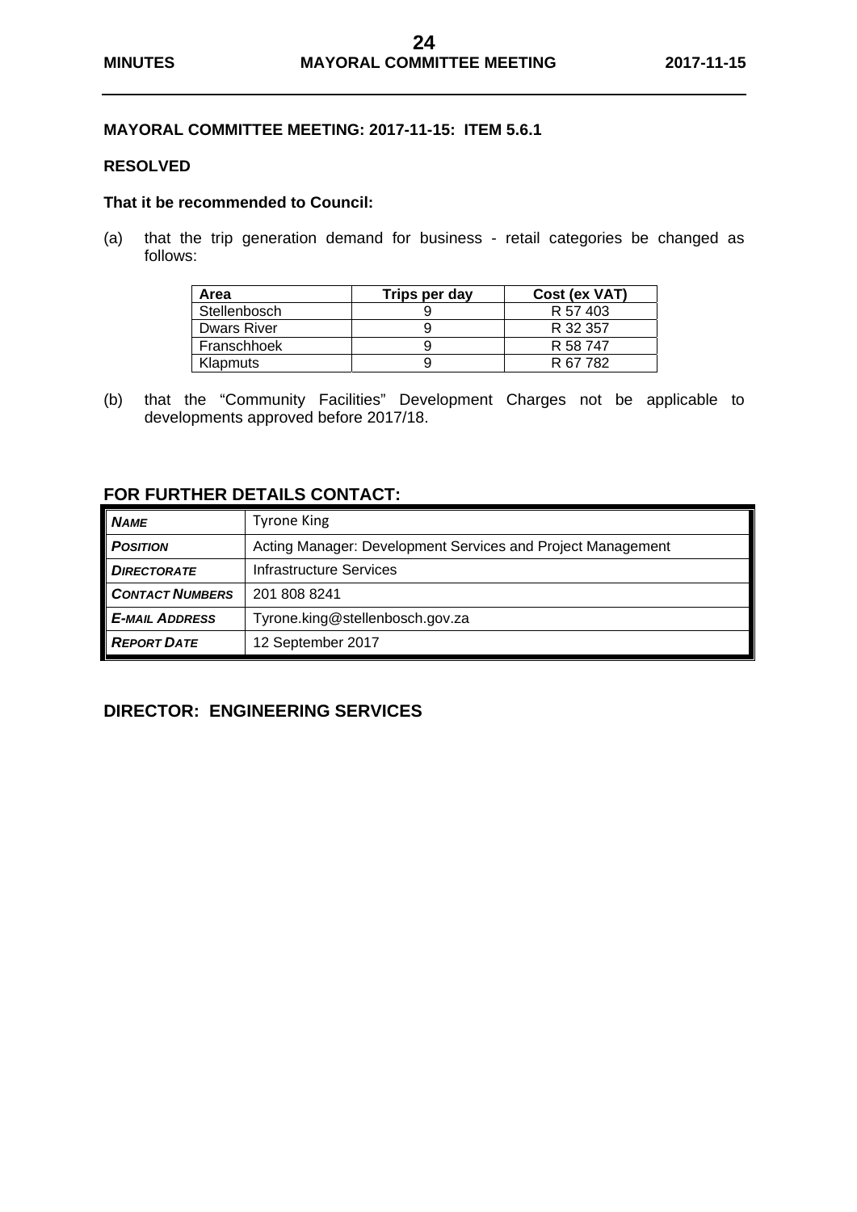**MAYORAL COMMITTEE MEETING: 2017-11-15: ITEM 5.6.1**

**RESOLVED**

**That it be recommended to Council:**

(a) that the trip generation demand for business - retail categories be changed as follows:

| Area | Trips per day | Cost (ex VAT) |
|---|---|---|
| Stellenbosch | 9 | R 57 403 |
| Dwars River | 9 | R 32 357 |
| Franschhoek | 9 | R 58 747 |
| Klapmuts | 9 | R 67 782 |

(b) that the "Community Facilities" Development Charges not be applicable to developments approved before 2017/18.

## FOR FURTHER DETAILS CONTACT:

| | |
|---|---|
| ***NAME*** | Tyrone King |
| ***POSITION*** | Acting Manager: Development Services and Project Management |
| ***DIRECTORATE*** | Infrastructure Services |
| ***CONTACT NUMBERS*** | 201 808 8241 |
| ***E-MAIL ADDRESS*** | Tyrone.king@stellenbosch.gov.za |
| ***REPORT DATE*** | 12 September 2017 |

## DIRECTOR: ENGINEERING SERVICES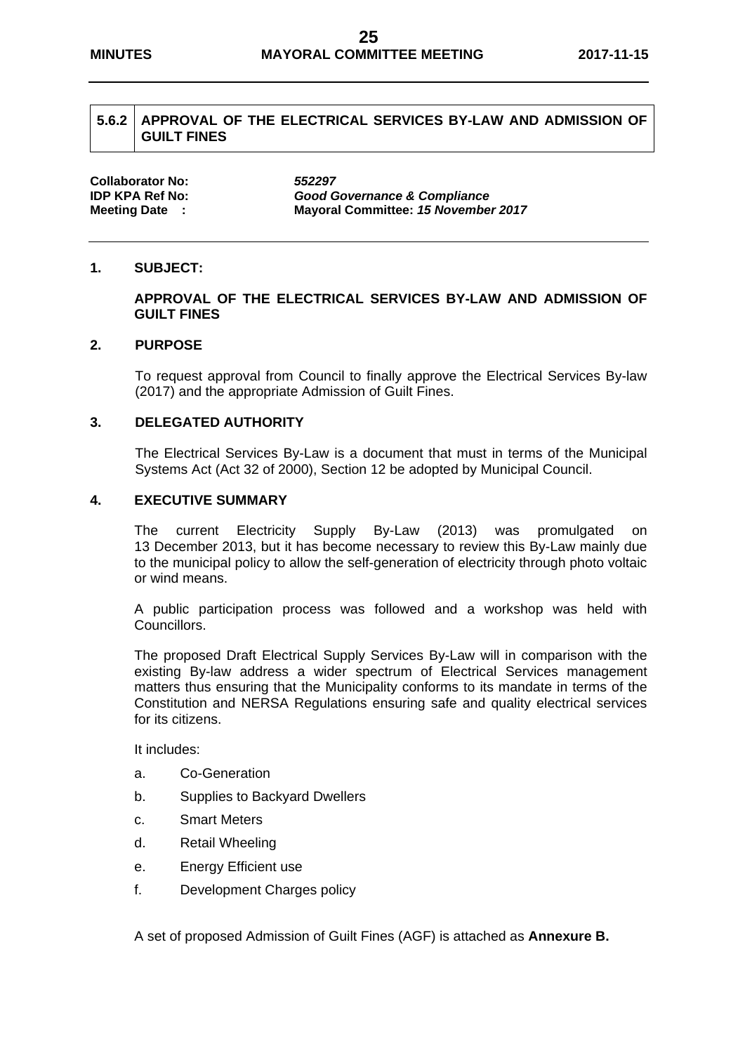## 5.6.2 APPROVAL OF THE ELECTRICAL SERVICES BY-LAW AND ADMISSION OF GUILT FINES

**Collaborator No:** ***552297***
**IDP KPA Ref No:** ***Good Governance & Compliance***
**Meeting Date :** **Mayoral Committee:** ***15 November 2017***

### 1. SUBJECT:

**APPROVAL OF THE ELECTRICAL SERVICES BY-LAW AND ADMISSION OF GUILT FINES**

### 2. PURPOSE

To request approval from Council to finally approve the Electrical Services By-law (2017) and the appropriate Admission of Guilt Fines.

### 3. DELEGATED AUTHORITY

The Electrical Services By-Law is a document that must in terms of the Municipal Systems Act (Act 32 of 2000), Section 12 be adopted by Municipal Council.

### 4. EXECUTIVE SUMMARY

The current Electricity Supply By-Law (2013) was promulgated on 13 December 2013, but it has become necessary to review this By-Law mainly due to the municipal policy to allow the self-generation of electricity through photo voltaic or wind means.

A public participation process was followed and a workshop was held with Councillors.

The proposed Draft Electrical Supply Services By-Law will in comparison with the existing By-law address a wider spectrum of Electrical Services management matters thus ensuring that the Municipality conforms to its mandate in terms of the Constitution and NERSA Regulations ensuring safe and quality electrical services for its citizens.

It includes:

a. Co-Generation
b. Supplies to Backyard Dwellers
c. Smart Meters
d. Retail Wheeling
e. Energy Efficient use
f. Development Charges policy

A set of proposed Admission of Guilt Fines (AGF) is attached as **Annexure B.**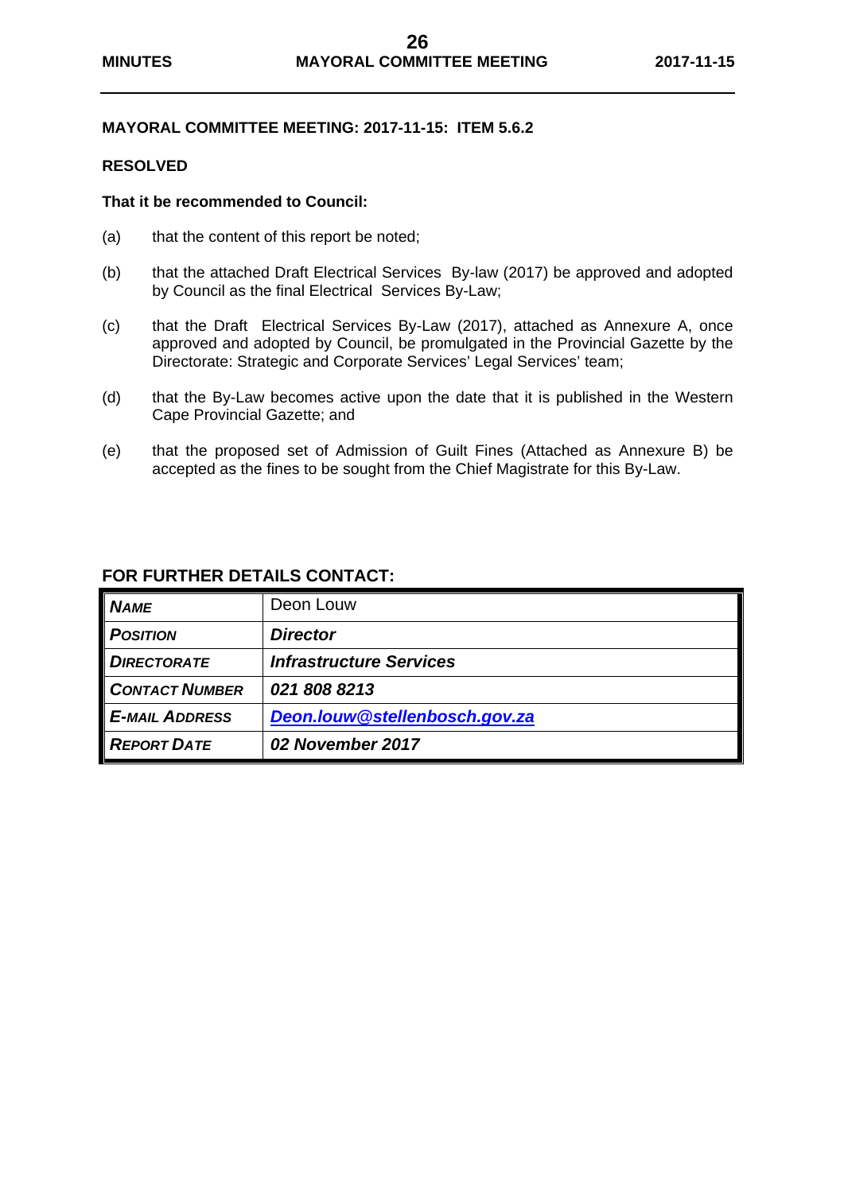**MAYORAL COMMITTEE MEETING: 2017-11-15: ITEM 5.6.2**

**RESOLVED**

**That it be recommended to Council:**

(a) that the content of this report be noted;

(b) that the attached Draft Electrical Services By-law (2017) be approved and adopted by Council as the final Electrical Services By-Law;

(c) that the Draft Electrical Services By-Law (2017), attached as Annexure A, once approved and adopted by Council, be promulgated in the Provincial Gazette by the Directorate: Strategic and Corporate Services' Legal Services' team;

(d) that the By-Law becomes active upon the date that it is published in the Western Cape Provincial Gazette; and

(e) that the proposed set of Admission of Guilt Fines (Attached as Annexure B) be accepted as the fines to be sought from the Chief Magistrate for this By-Law.

**FOR FURTHER DETAILS CONTACT:**

| | |
|---|---|
| ***NAME*** | Deon Louw |
| ***POSITION*** | ***Director*** |
| ***DIRECTORATE*** | ***Infrastructure Services*** |
| ***CONTACT NUMBER*** | ***021 808 8213*** |
| ***E-MAIL ADDRESS*** | ***Deon.louw@stellenbosch.gov.za*** |
| ***REPORT DATE*** | ***02 November 2017*** |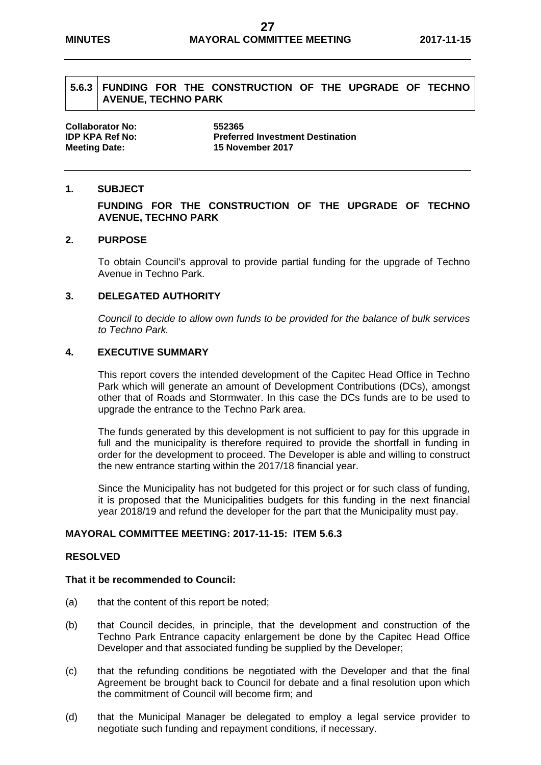## 5.6.3 FUNDING FOR THE CONSTRUCTION OF THE UPGRADE OF TECHNO AVENUE, TECHNO PARK

**Collaborator No:** 552365
**IDP KPA Ref No:** Preferred Investment Destination
**Meeting Date:** 15 November 2017

### 1. SUBJECT

**FUNDING FOR THE CONSTRUCTION OF THE UPGRADE OF TECHNO AVENUE, TECHNO PARK**

### 2. PURPOSE

To obtain Council's approval to provide partial funding for the upgrade of Techno Avenue in Techno Park.

### 3. DELEGATED AUTHORITY

*Council to decide to allow own funds to be provided for the balance of bulk services to Techno Park.*

### 4. EXECUTIVE SUMMARY

This report covers the intended development of the Capitec Head Office in Techno Park which will generate an amount of Development Contributions (DCs), amongst other that of Roads and Stormwater. In this case the DCs funds are to be used to upgrade the entrance to the Techno Park area.

The funds generated by this development is not sufficient to pay for this upgrade in full and the municipality is therefore required to provide the shortfall in funding in order for the development to proceed. The Developer is able and willing to construct the new entrance starting within the 2017/18 financial year.

Since the Municipality has not budgeted for this project or for such class of funding, it is proposed that the Municipalities budgets for this funding in the next financial year 2018/19 and refund the developer for the part that the Municipality must pay.

**MAYORAL COMMITTEE MEETING: 2017-11-15: ITEM 5.6.3**

**RESOLVED**

**That it be recommended to Council:**

(a) that the content of this report be noted;

(b) that Council decides, in principle, that the development and construction of the Techno Park Entrance capacity enlargement be done by the Capitec Head Office Developer and that associated funding be supplied by the Developer;

(c) that the refunding conditions be negotiated with the Developer and that the final Agreement be brought back to Council for debate and a final resolution upon which the commitment of Council will become firm; and

(d) that the Municipal Manager be delegated to employ a legal service provider to negotiate such funding and repayment conditions, if necessary.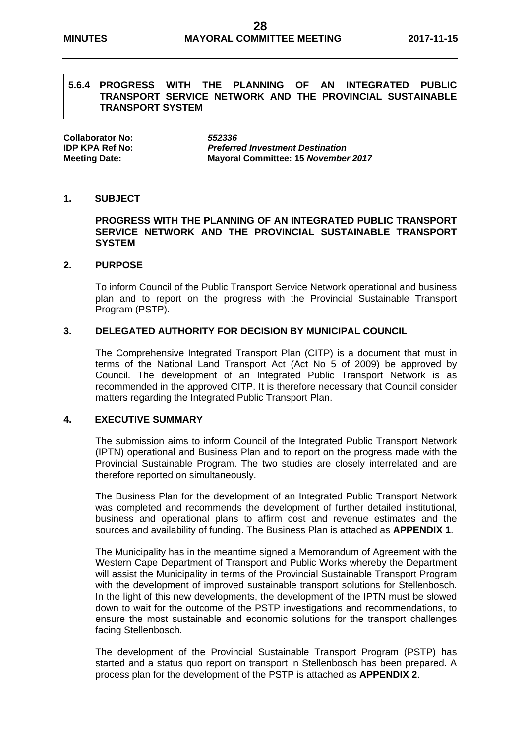## 5.6.4 PROGRESS WITH THE PLANNING OF AN INTEGRATED PUBLIC TRANSPORT SERVICE NETWORK AND THE PROVINCIAL SUSTAINABLE TRANSPORT SYSTEM

**Collaborator No:** *552336*
**IDP KPA Ref No:** ***Preferred Investment Destination***
**Meeting Date:** **Mayoral Committee: 15 *November 2017***

### 1. SUBJECT

**PROGRESS WITH THE PLANNING OF AN INTEGRATED PUBLIC TRANSPORT SERVICE NETWORK AND THE PROVINCIAL SUSTAINABLE TRANSPORT SYSTEM**

### 2. PURPOSE

To inform Council of the Public Transport Service Network operational and business plan and to report on the progress with the Provincial Sustainable Transport Program (PSTP).

### 3. DELEGATED AUTHORITY FOR DECISION BY MUNICIPAL COUNCIL

The Comprehensive Integrated Transport Plan (CITP) is a document that must in terms of the National Land Transport Act (Act No 5 of 2009) be approved by Council. The development of an Integrated Public Transport Network is as recommended in the approved CITP. It is therefore necessary that Council consider matters regarding the Integrated Public Transport Plan.

### 4. EXECUTIVE SUMMARY

The submission aims to inform Council of the Integrated Public Transport Network (IPTN) operational and Business Plan and to report on the progress made with the Provincial Sustainable Program. The two studies are closely interrelated and are therefore reported on simultaneously.

The Business Plan for the development of an Integrated Public Transport Network was completed and recommends the development of further detailed institutional, business and operational plans to affirm cost and revenue estimates and the sources and availability of funding. The Business Plan is attached as **APPENDIX 1**.

The Municipality has in the meantime signed a Memorandum of Agreement with the Western Cape Department of Transport and Public Works whereby the Department will assist the Municipality in terms of the Provincial Sustainable Transport Program with the development of improved sustainable transport solutions for Stellenbosch. In the light of this new developments, the development of the IPTN must be slowed down to wait for the outcome of the PSTP investigations and recommendations, to ensure the most sustainable and economic solutions for the transport challenges facing Stellenbosch.

The development of the Provincial Sustainable Transport Program (PSTP) has started and a status quo report on transport in Stellenbosch has been prepared. A process plan for the development of the PSTP is attached as **APPENDIX 2**.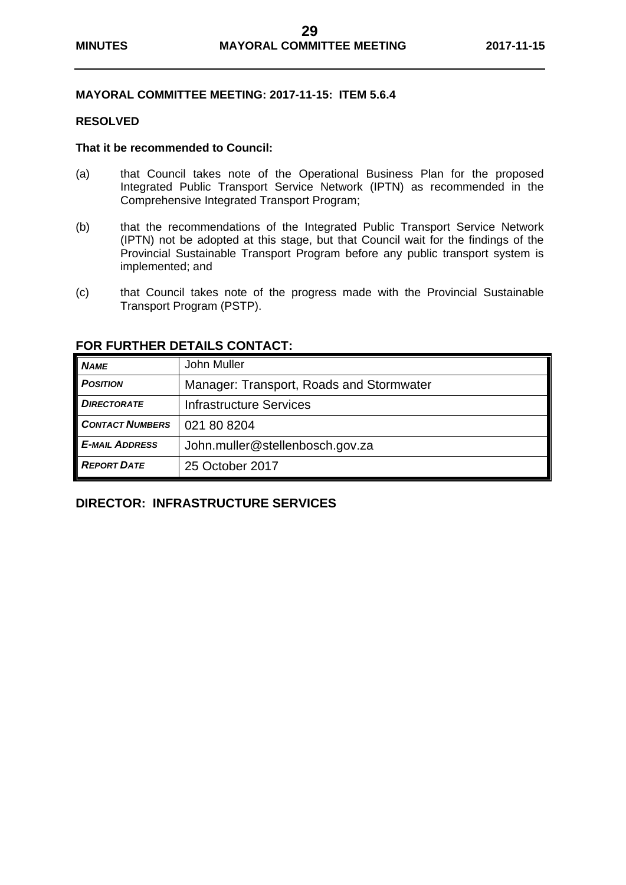**MAYORAL COMMITTEE MEETING: 2017-11-15: ITEM 5.6.4**

**RESOLVED**

**That it be recommended to Council:**

(a) that Council takes note of the Operational Business Plan for the proposed Integrated Public Transport Service Network (IPTN) as recommended in the Comprehensive Integrated Transport Program;

(b) that the recommendations of the Integrated Public Transport Service Network (IPTN) not be adopted at this stage, but that Council wait for the findings of the Provincial Sustainable Transport Program before any public transport system is implemented; and

(c) that Council takes note of the progress made with the Provincial Sustainable Transport Program (PSTP).

## FOR FURTHER DETAILS CONTACT:

| | |
|---|---|
| ***NAME*** | John Muller |
| ***POSITION*** | Manager: Transport, Roads and Stormwater |
| ***DIRECTORATE*** | Infrastructure Services |
| ***CONTACT NUMBERS*** | 021 80 8204 |
| ***E-MAIL ADDRESS*** | John.muller@stellenbosch.gov.za |
| ***REPORT DATE*** | 25 October 2017 |

**DIRECTOR: INFRASTRUCTURE SERVICES**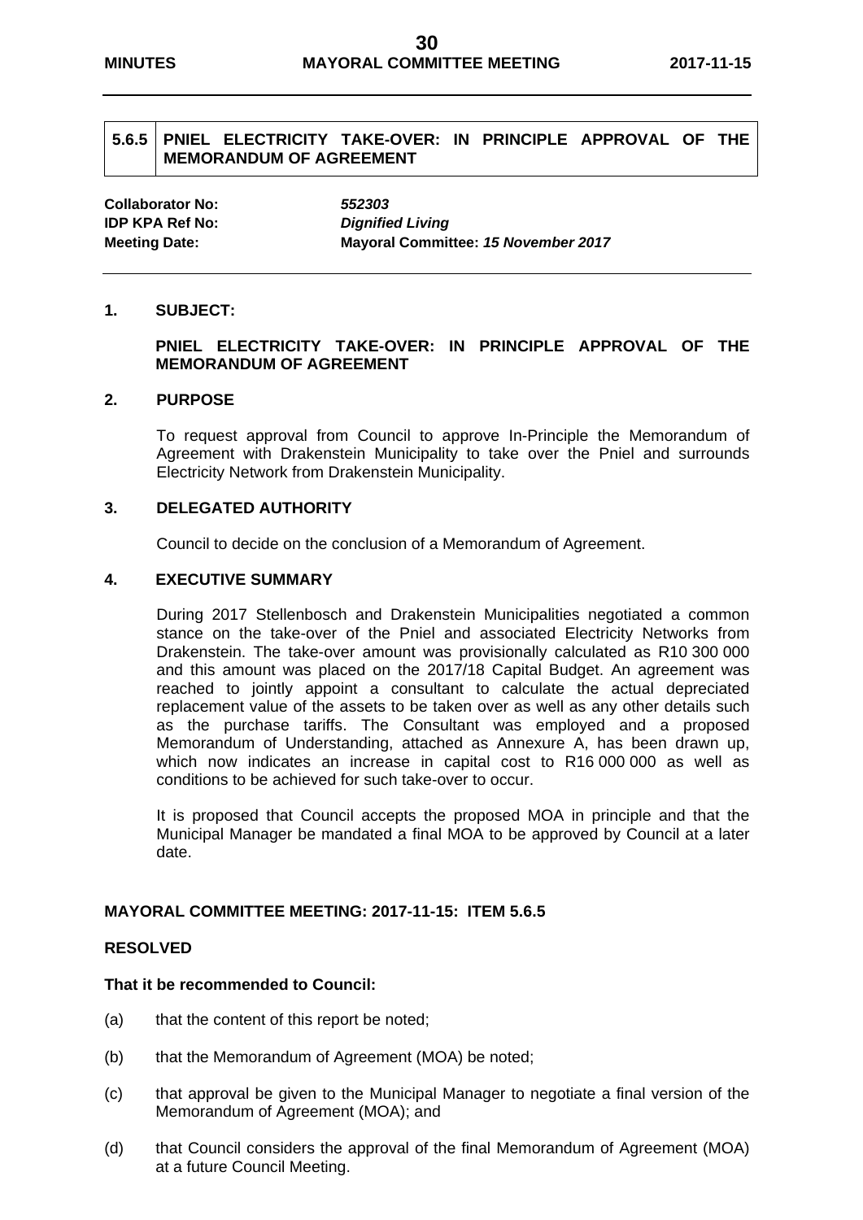## 5.6.5 PNIEL ELECTRICITY TAKE-OVER: IN PRINCIPLE APPROVAL OF THE MEMORANDUM OF AGREEMENT

**Collaborator No:** ***552303***
**IDP KPA Ref No:** ***Dignified Living***
**Meeting Date:** **Mayoral Committee:** ***15 November 2017***

### 1. SUBJECT:

**PNIEL ELECTRICITY TAKE-OVER: IN PRINCIPLE APPROVAL OF THE MEMORANDUM OF AGREEMENT**

### 2. PURPOSE

To request approval from Council to approve In-Principle the Memorandum of Agreement with Drakenstein Municipality to take over the Pniel and surrounds Electricity Network from Drakenstein Municipality.

### 3. DELEGATED AUTHORITY

Council to decide on the conclusion of a Memorandum of Agreement.

### 4. EXECUTIVE SUMMARY

During 2017 Stellenbosch and Drakenstein Municipalities negotiated a common stance on the take-over of the Pniel and associated Electricity Networks from Drakenstein. The take-over amount was provisionally calculated as R10 300 000 and this amount was placed on the 2017/18 Capital Budget. An agreement was reached to jointly appoint a consultant to calculate the actual depreciated replacement value of the assets to be taken over as well as any other details such as the purchase tariffs. The Consultant was employed and a proposed Memorandum of Understanding, attached as Annexure A, has been drawn up, which now indicates an increase in capital cost to R16 000 000 as well as conditions to be achieved for such take-over to occur.

It is proposed that Council accepts the proposed MOA in principle and that the Municipal Manager be mandated a final MOA to be approved by Council at a later date.

**MAYORAL COMMITTEE MEETING: 2017-11-15: ITEM 5.6.5**

**RESOLVED**

**That it be recommended to Council:**

(a) that the content of this report be noted;

(b) that the Memorandum of Agreement (MOA) be noted;

(c) that approval be given to the Municipal Manager to negotiate a final version of the Memorandum of Agreement (MOA); and

(d) that Council considers the approval of the final Memorandum of Agreement (MOA) at a future Council Meeting.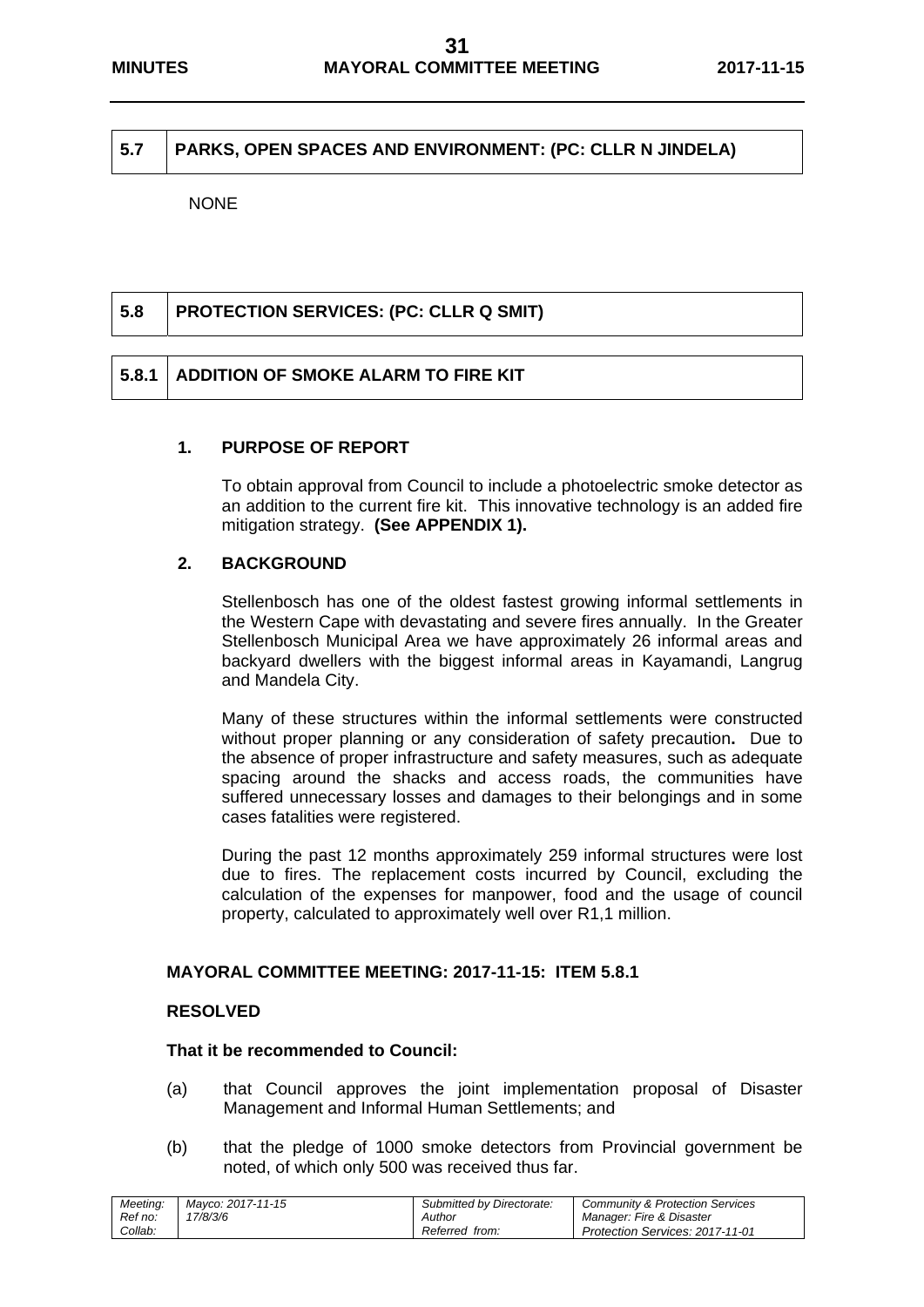| 5.7 | PARKS, OPEN SPACES AND ENVIRONMENT: (PC: CLLR N JINDELA) |
|---|---|

NONE

| 5.8 | PROTECTION SERVICES: (PC: CLLR Q SMIT) |
|---|---|

| 5.8.1 | ADDITION OF SMOKE ALARM TO FIRE KIT |
|---|---|

**1. PURPOSE OF REPORT**

To obtain approval from Council to include a photoelectric smoke detector as an addition to the current fire kit. This innovative technology is an added fire mitigation strategy. **(See APPENDIX 1).**

**2. BACKGROUND**

Stellenbosch has one of the oldest fastest growing informal settlements in the Western Cape with devastating and severe fires annually. In the Greater Stellenbosch Municipal Area we have approximately 26 informal areas and backyard dwellers with the biggest informal areas in Kayamandi, Langrug and Mandela City.

Many of these structures within the informal settlements were constructed without proper planning or any consideration of safety precaution**.** Due to the absence of proper infrastructure and safety measures, such as adequate spacing around the shacks and access roads, the communities have suffered unnecessary losses and damages to their belongings and in some cases fatalities were registered.

During the past 12 months approximately 259 informal structures were lost due to fires. The replacement costs incurred by Council, excluding the calculation of the expenses for manpower, food and the usage of council property, calculated to approximately well over R1,1 million.

**MAYORAL COMMITTEE MEETING: 2017-11-15: ITEM 5.8.1**

**RESOLVED**

**That it be recommended to Council:**

(a) that Council approves the joint implementation proposal of Disaster Management and Informal Human Settlements; and

(b) that the pledge of 1000 smoke detectors from Provincial government be noted, of which only 500 was received thus far.

| *Meeting:* | *Mayco: 2017-11-15* | *Submitted by Directorate:* | *Community & Protection Services* |
|---|---|---|---|
| *Ref no:* | *17/8/3/6* | *Author* | *Manager: Fire & Disaster* |
| *Collab:* | | *Referred from:* | *Protection Services: 2017-11-01* |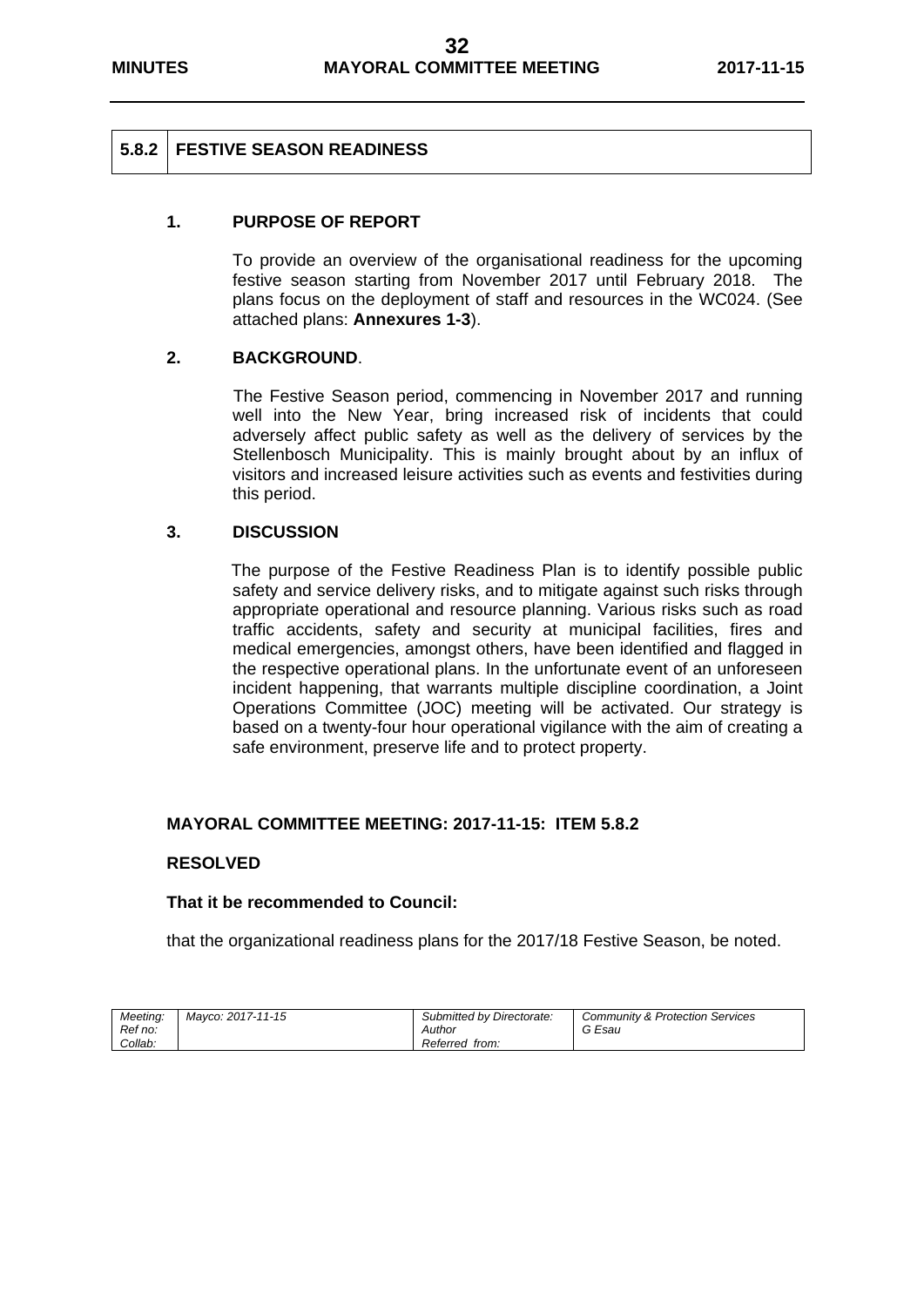| 5.8.2 | FESTIVE SEASON READINESS |
|---|---|

## 1. PURPOSE OF REPORT

To provide an overview of the organisational readiness for the upcoming festive season starting from November 2017 until February 2018. The plans focus on the deployment of staff and resources in the WC024. (See attached plans: **Annexures 1-3**).

## 2. BACKGROUND.

The Festive Season period, commencing in November 2017 and running well into the New Year, bring increased risk of incidents that could adversely affect public safety as well as the delivery of services by the Stellenbosch Municipality. This is mainly brought about by an influx of visitors and increased leisure activities such as events and festivities during this period.

## 3. DISCUSSION

The purpose of the Festive Readiness Plan is to identify possible public safety and service delivery risks, and to mitigate against such risks through appropriate operational and resource planning. Various risks such as road traffic accidents, safety and security at municipal facilities, fires and medical emergencies, amongst others, have been identified and flagged in the respective operational plans. In the unfortunate event of an unforeseen incident happening, that warrants multiple discipline coordination, a Joint Operations Committee (JOC) meeting will be activated. Our strategy is based on a twenty-four hour operational vigilance with the aim of creating a safe environment, preserve life and to protect property.

**MAYORAL COMMITTEE MEETING: 2017-11-15: ITEM 5.8.2**

**RESOLVED**

**That it be recommended to Council:**

that the organizational readiness plans for the 2017/18 Festive Season, be noted.

| *Meeting:* | *Mayco: 2017-11-15* | *Submitted by Directorate:* | *Community & Protection Services* |
|---|---|---|---|
| *Ref no:* | | *Author* | *G Esau* |
| *Collab:* | | *Referred from:* | |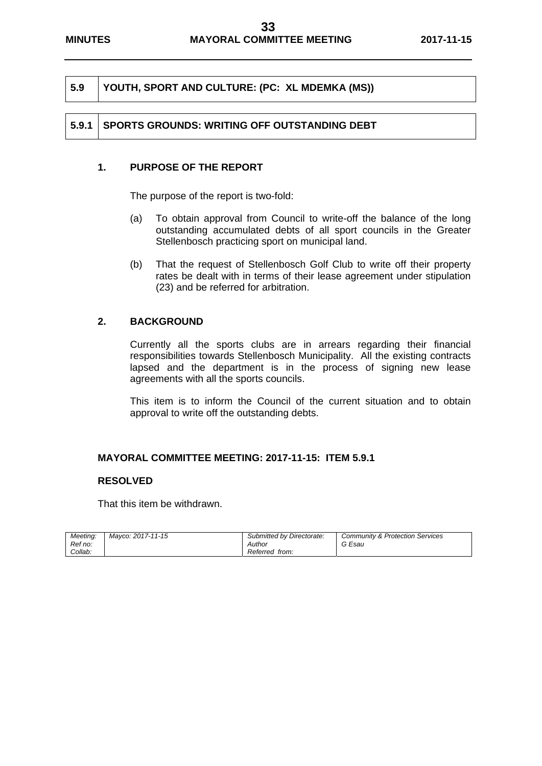| 5.9 | YOUTH, SPORT AND CULTURE: (PC: XL MDEMKA (MS)) |
|---|---|

| 5.9.1 | SPORTS GROUNDS: WRITING OFF OUTSTANDING DEBT |
|---|---|

## 1. PURPOSE OF THE REPORT

The purpose of the report is two-fold:

(a) To obtain approval from Council to write-off the balance of the long outstanding accumulated debts of all sport councils in the Greater Stellenbosch practicing sport on municipal land.

(b) That the request of Stellenbosch Golf Club to write off their property rates be dealt with in terms of their lease agreement under stipulation (23) and be referred for arbitration.

## 2. BACKGROUND

Currently all the sports clubs are in arrears regarding their financial responsibilities towards Stellenbosch Municipality. All the existing contracts lapsed and the department is in the process of signing new lease agreements with all the sports councils.

This item is to inform the Council of the current situation and to obtain approval to write off the outstanding debts.

**MAYORAL COMMITTEE MEETING: 2017-11-15: ITEM 5.9.1**

**RESOLVED**

That this item be withdrawn.

| *Meeting:* | *Mayco: 2017-11-15* | *Submitted by Directorate:* | *Community & Protection Services* |
|---|---|---|---|
| *Ref no:* | | *Author* | *G Esau* |
| *Collab:* | | *Referred from:* | |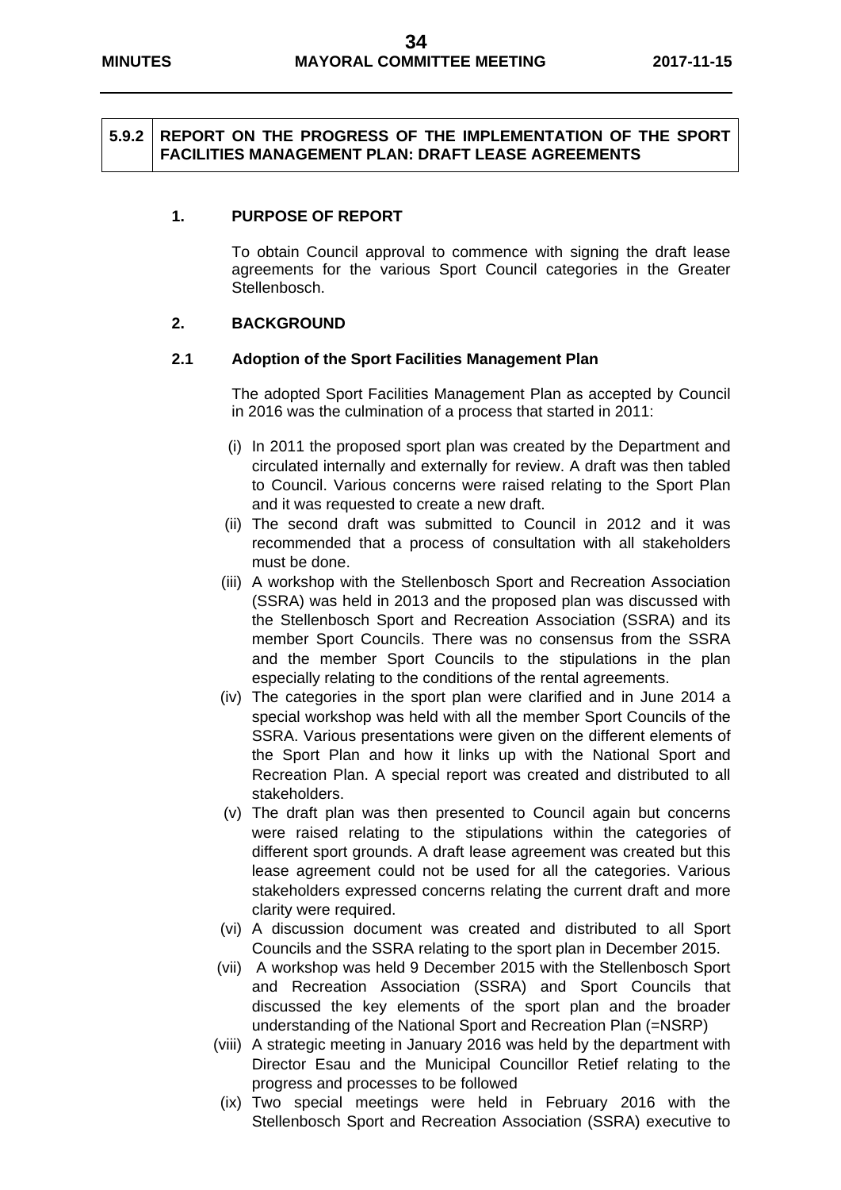## 5.9.2 REPORT ON THE PROGRESS OF THE IMPLEMENTATION OF THE SPORT FACILITIES MANAGEMENT PLAN: DRAFT LEASE AGREEMENTS

### 1. PURPOSE OF REPORT

To obtain Council approval to commence with signing the draft lease agreements for the various Sport Council categories in the Greater Stellenbosch.

### 2. BACKGROUND

#### 2.1 Adoption of the Sport Facilities Management Plan

The adopted Sport Facilities Management Plan as accepted by Council in 2016 was the culmination of a process that started in 2011:

(i) In 2011 the proposed sport plan was created by the Department and circulated internally and externally for review. A draft was then tabled to Council. Various concerns were raised relating to the Sport Plan and it was requested to create a new draft.

(ii) The second draft was submitted to Council in 2012 and it was recommended that a process of consultation with all stakeholders must be done.

(iii) A workshop with the Stellenbosch Sport and Recreation Association (SSRA) was held in 2013 and the proposed plan was discussed with the Stellenbosch Sport and Recreation Association (SSRA) and its member Sport Councils. There was no consensus from the SSRA and the member Sport Councils to the stipulations in the plan especially relating to the conditions of the rental agreements.

(iv) The categories in the sport plan were clarified and in June 2014 a special workshop was held with all the member Sport Councils of the SSRA. Various presentations were given on the different elements of the Sport Plan and how it links up with the National Sport and Recreation Plan. A special report was created and distributed to all stakeholders.

(v) The draft plan was then presented to Council again but concerns were raised relating to the stipulations within the categories of different sport grounds. A draft lease agreement was created but this lease agreement could not be used for all the categories. Various stakeholders expressed concerns relating the current draft and more clarity were required.

(vi) A discussion document was created and distributed to all Sport Councils and the SSRA relating to the sport plan in December 2015.

(vii) A workshop was held 9 December 2015 with the Stellenbosch Sport and Recreation Association (SSRA) and Sport Councils that discussed the key elements of the sport plan and the broader understanding of the National Sport and Recreation Plan (=NSRP)

(viii) A strategic meeting in January 2016 was held by the department with Director Esau and the Municipal Councillor Retief relating to the progress and processes to be followed

(ix) Two special meetings were held in February 2016 with the Stellenbosch Sport and Recreation Association (SSRA) executive to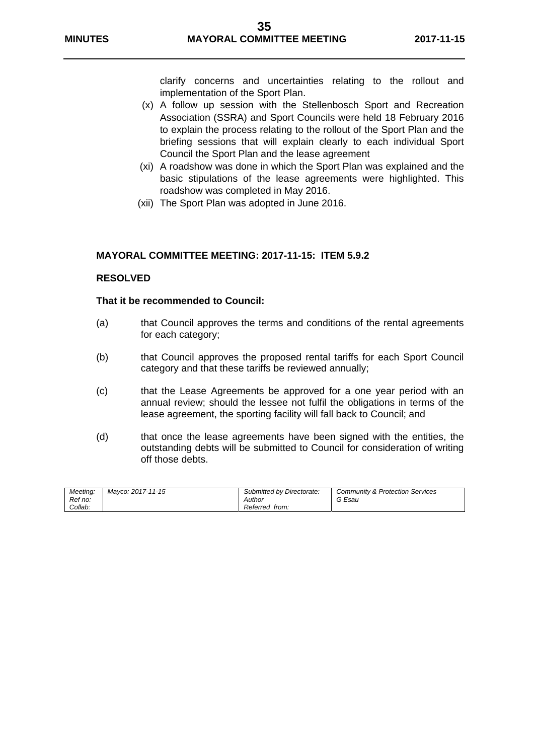clarify concerns and uncertainties relating to the rollout and implementation of the Sport Plan.

(x) A follow up session with the Stellenbosch Sport and Recreation Association (SSRA) and Sport Councils were held 18 February 2016 to explain the process relating to the rollout of the Sport Plan and the briefing sessions that will explain clearly to each individual Sport Council the Sport Plan and the lease agreement

(xi) A roadshow was done in which the Sport Plan was explained and the basic stipulations of the lease agreements were highlighted. This roadshow was completed in May 2016.

(xii) The Sport Plan was adopted in June 2016.

**MAYORAL COMMITTEE MEETING: 2017-11-15: ITEM 5.9.2**

**RESOLVED**

**That it be recommended to Council:**

(a) that Council approves the terms and conditions of the rental agreements for each category;

(b) that Council approves the proposed rental tariffs for each Sport Council category and that these tariffs be reviewed annually;

(c) that the Lease Agreements be approved for a one year period with an annual review; should the lessee not fulfil the obligations in terms of the lease agreement, the sporting facility will fall back to Council; and

(d) that once the lease agreements have been signed with the entities, the outstanding debts will be submitted to Council for consideration of writing off those debts.

| *Meeting:* | *Mayco: 2017-11-15* | *Submitted by Directorate:* | *Community & Protection Services* |
|---|---|---|---|
| *Ref no:* | | *Author* | *G Esau* |
| *Collab:* | | *Referred from:* | |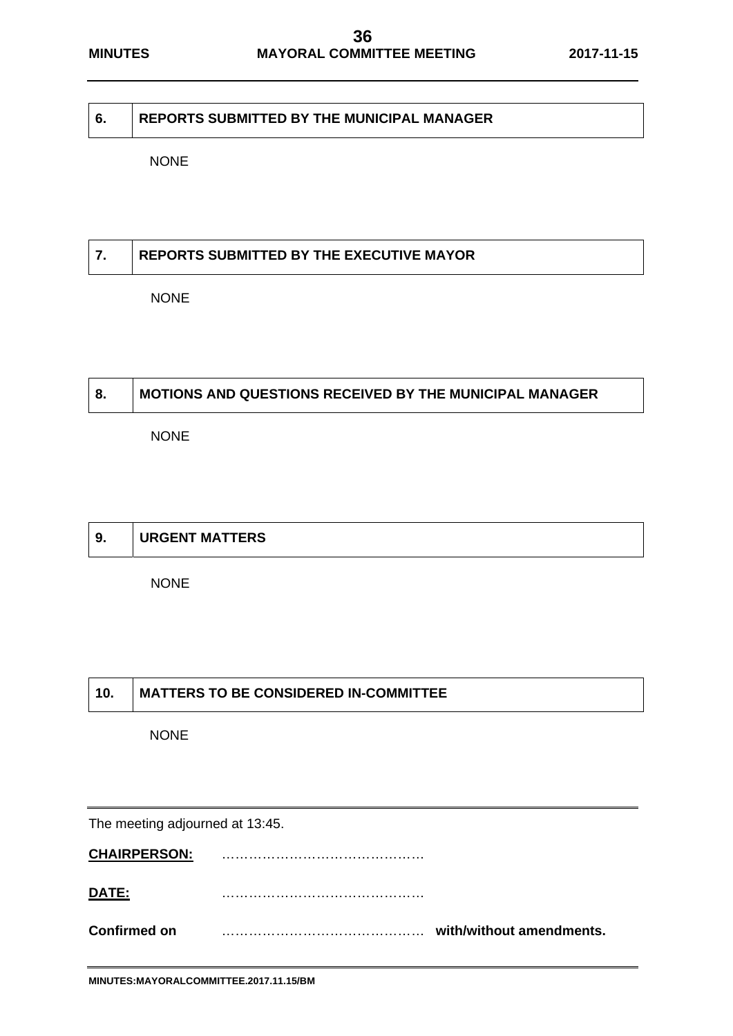## 6. REPORTS SUBMITTED BY THE MUNICIPAL MANAGER

NONE

## 7. REPORTS SUBMITTED BY THE EXECUTIVE MAYOR

NONE

## 8. MOTIONS AND QUESTIONS RECEIVED BY THE MUNICIPAL MANAGER

NONE

## 9. URGENT MATTERS

NONE

## 10. MATTERS TO BE CONSIDERED IN-COMMITTEE

NONE

---

The meeting adjourned at 13:45.

**CHAIRPERSON:** ………………………………………

**DATE:** ………………………………………

**Confirmed on** ……………………………………… **with/without amendments.**

---

**MINUTES:MAYORALCOMMITTEE.2017.11.15/BM**